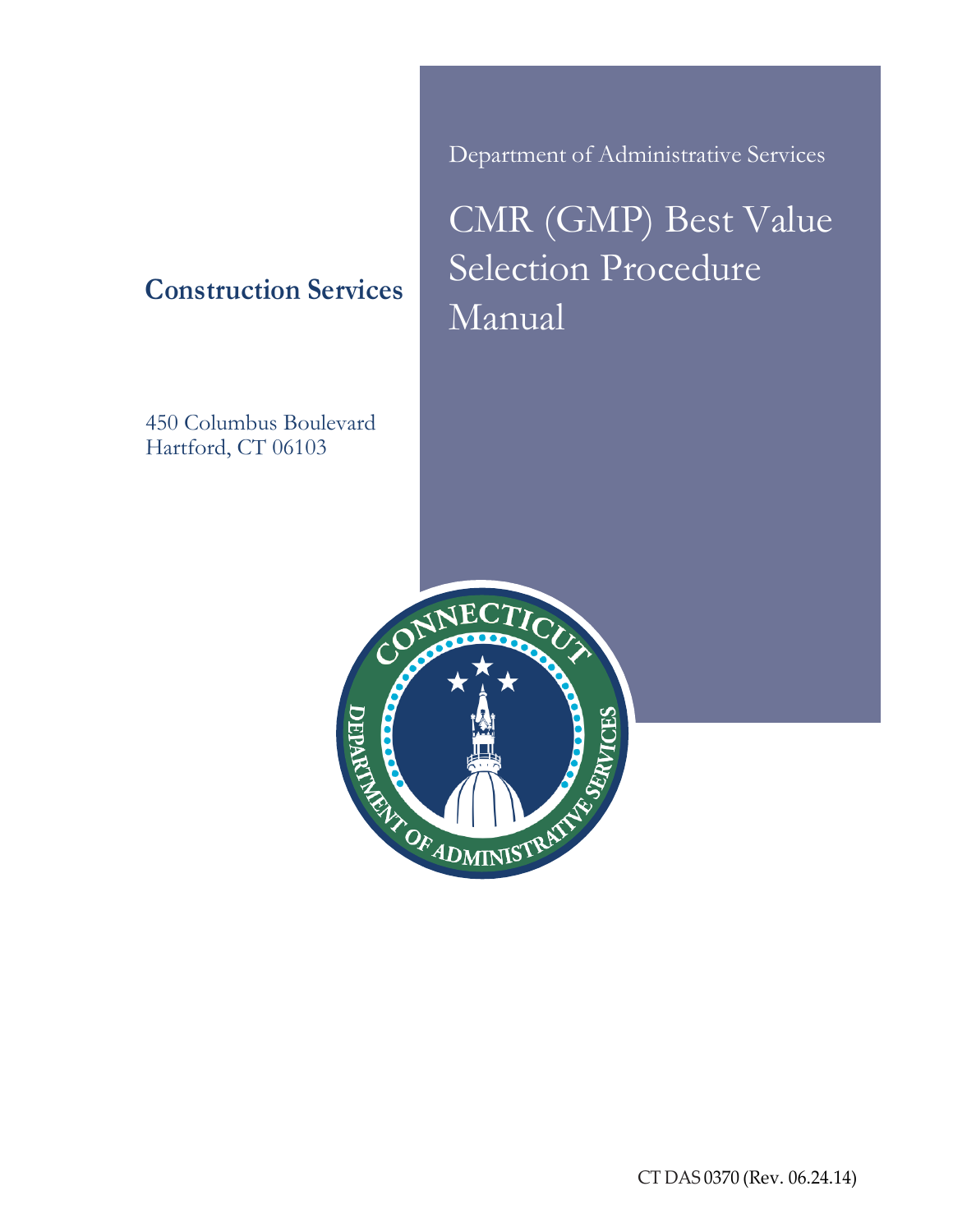Department of Administrative Services

# CMR (GMP) Best Value Selection Procedure Manual

## Construction Services

450 Columbus Boulevard
Hartford, CT 06103

CT DAS 0370 (Rev. 06.24.14)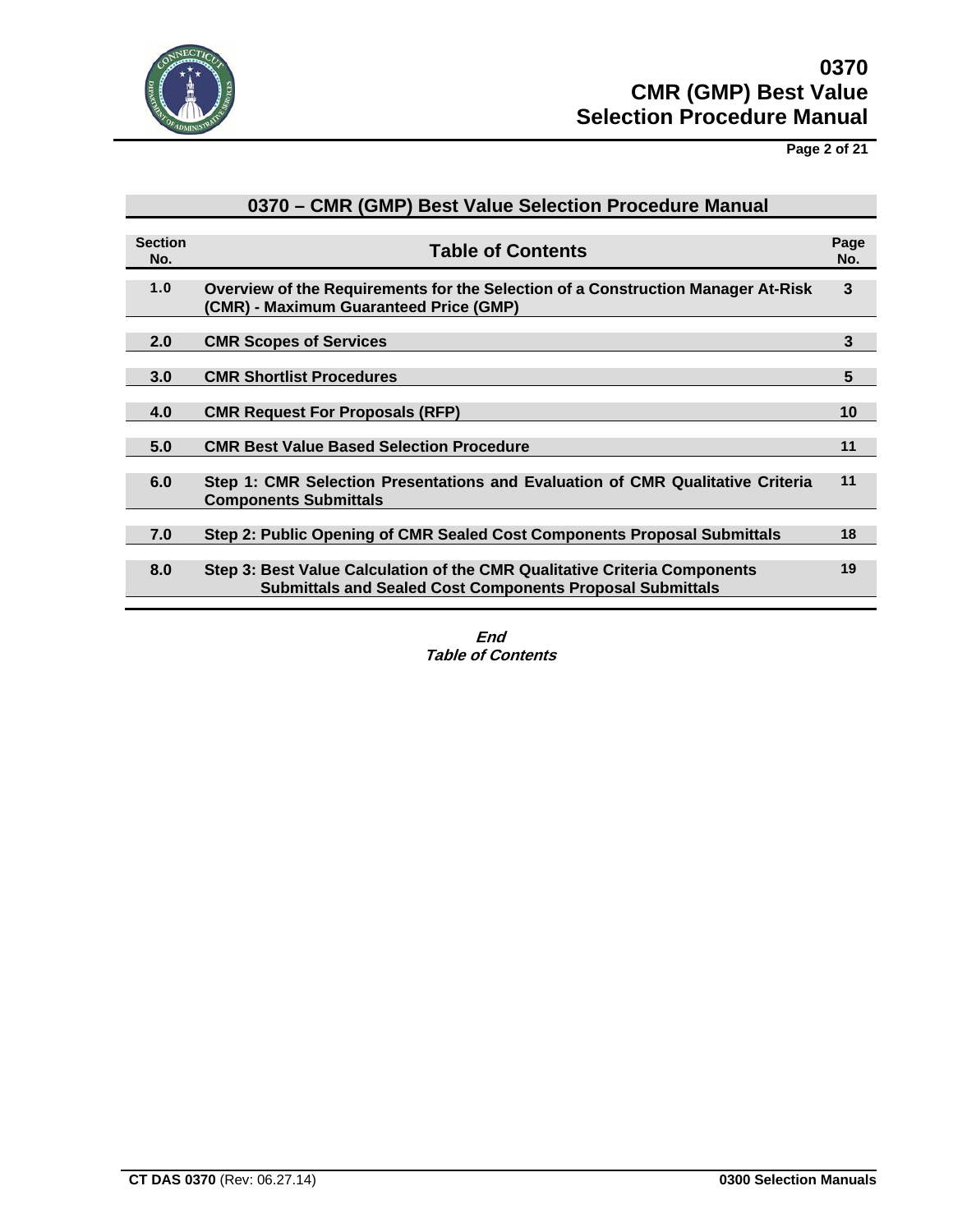## 0370 – CMR (GMP) Best Value Selection Procedure Manual

| Section No. | Table of Contents | Page No. |
|---|---|---|
| 1.0 | Overview of the Requirements for the Selection of a Construction Manager At-Risk (CMR) - Maximum Guaranteed Price (GMP) | 3 |
| 2.0 | CMR Scopes of Services | 3 |
| 3.0 | CMR Shortlist Procedures | 5 |
| 4.0 | CMR Request For Proposals (RFP) | 10 |
| 5.0 | CMR Best Value Based Selection Procedure | 11 |
| 6.0 | Step 1: CMR Selection Presentations and Evaluation of CMR Qualitative Criteria Components Submittals | 11 |
| 7.0 | Step 2: Public Opening of CMR Sealed Cost Components Proposal Submittals | 18 |
| 8.0 | Step 3: Best Value Calculation of the CMR Qualitative Criteria Components Submittals and Sealed Cost Components Proposal Submittals | 19 |

***End***
***Table of Contents***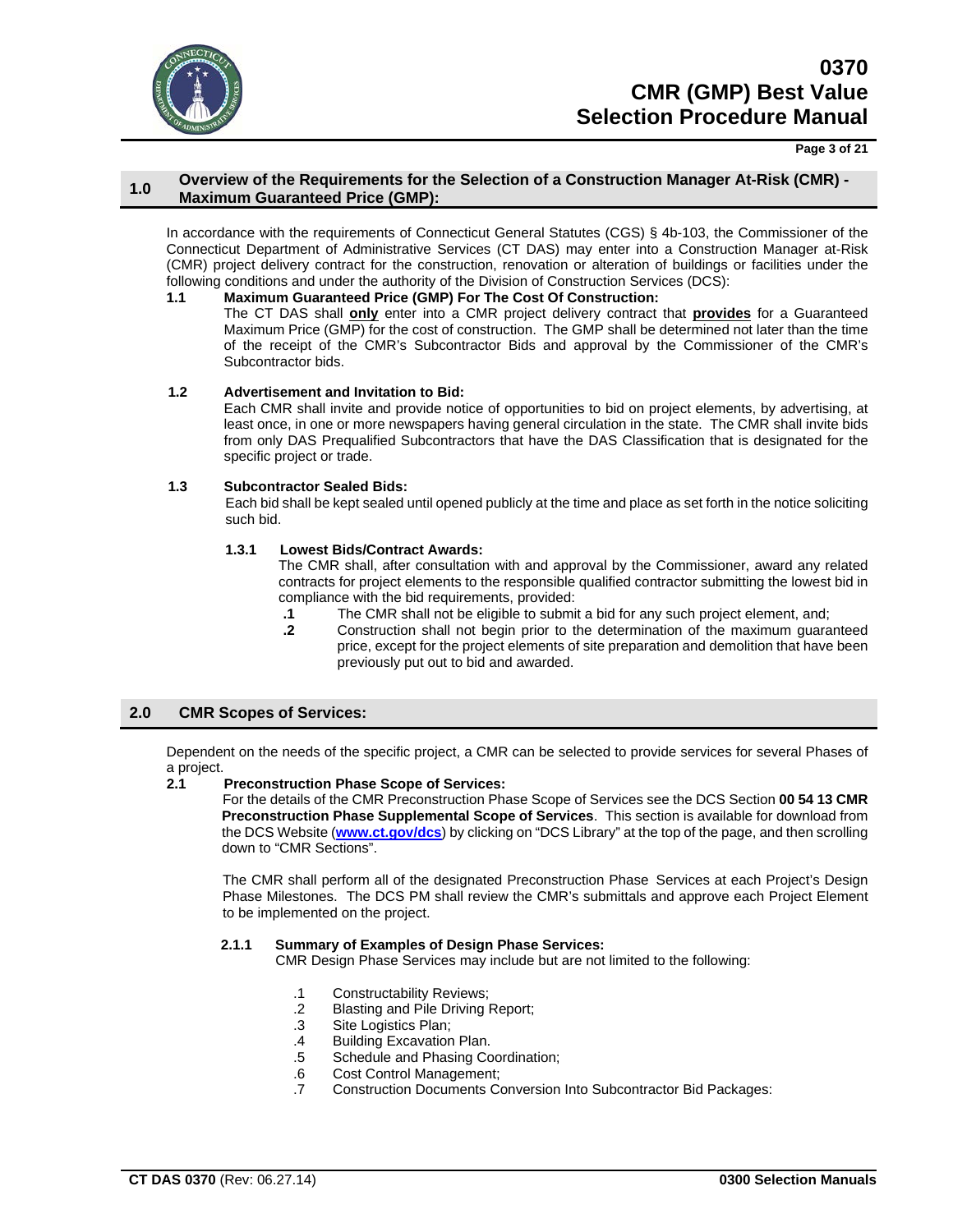## 1.0 Overview of the Requirements for the Selection of a Construction Manager At-Risk (CMR) - Maximum Guaranteed Price (GMP):

In accordance with the requirements of Connecticut General Statutes (CGS) § 4b-103, the Commissioner of the Connecticut Department of Administrative Services (CT DAS) may enter into a Construction Manager at-Risk (CMR) project delivery contract for the construction, renovation or alteration of buildings or facilities under the following conditions and under the authority of the Division of Construction Services (DCS):

**1.1 Maximum Guaranteed Price (GMP) For The Cost Of Construction:**

The CT DAS shall **only** enter into a CMR project delivery contract that **provides** for a Guaranteed Maximum Price (GMP) for the cost of construction. The GMP shall be determined not later than the time of the receipt of the CMR's Subcontractor Bids and approval by the Commissioner of the CMR's Subcontractor bids.

**1.2 Advertisement and Invitation to Bid:**

Each CMR shall invite and provide notice of opportunities to bid on project elements, by advertising, at least once, in one or more newspapers having general circulation in the state. The CMR shall invite bids from only DAS Prequalified Subcontractors that have the DAS Classification that is designated for the specific project or trade.

**1.3 Subcontractor Sealed Bids:**

Each bid shall be kept sealed until opened publicly at the time and place as set forth in the notice soliciting such bid.

**1.3.1 Lowest Bids/Contract Awards:**

The CMR shall, after consultation with and approval by the Commissioner, award any related contracts for project elements to the responsible qualified contractor submitting the lowest bid in compliance with the bid requirements, provided:

- **.1** The CMR shall not be eligible to submit a bid for any such project element, and;
- **.2** Construction shall not begin prior to the determination of the maximum guaranteed price, except for the project elements of site preparation and demolition that have been previously put out to bid and awarded.

## 2.0 CMR Scopes of Services:

Dependent on the needs of the specific project, a CMR can be selected to provide services for several Phases of a project.

**2.1 Preconstruction Phase Scope of Services:**

For the details of the CMR Preconstruction Phase Scope of Services see the DCS Section **00 54 13 CMR Preconstruction Phase Supplemental Scope of Services**. This section is available for download from the DCS Website (**www.ct.gov/dcs**) by clicking on "DCS Library" at the top of the page, and then scrolling down to "CMR Sections".

The CMR shall perform all of the designated Preconstruction Phase Services at each Project's Design Phase Milestones. The DCS PM shall review the CMR's submittals and approve each Project Element to be implemented on the project.

**2.1.1 Summary of Examples of Design Phase Services:**

CMR Design Phase Services may include but are not limited to the following:

- .1 Constructability Reviews;
- .2 Blasting and Pile Driving Report;
- .3 Site Logistics Plan;
- .4 Building Excavation Plan.
- .5 Schedule and Phasing Coordination;
- .6 Cost Control Management;
- .7 Construction Documents Conversion Into Subcontractor Bid Packages: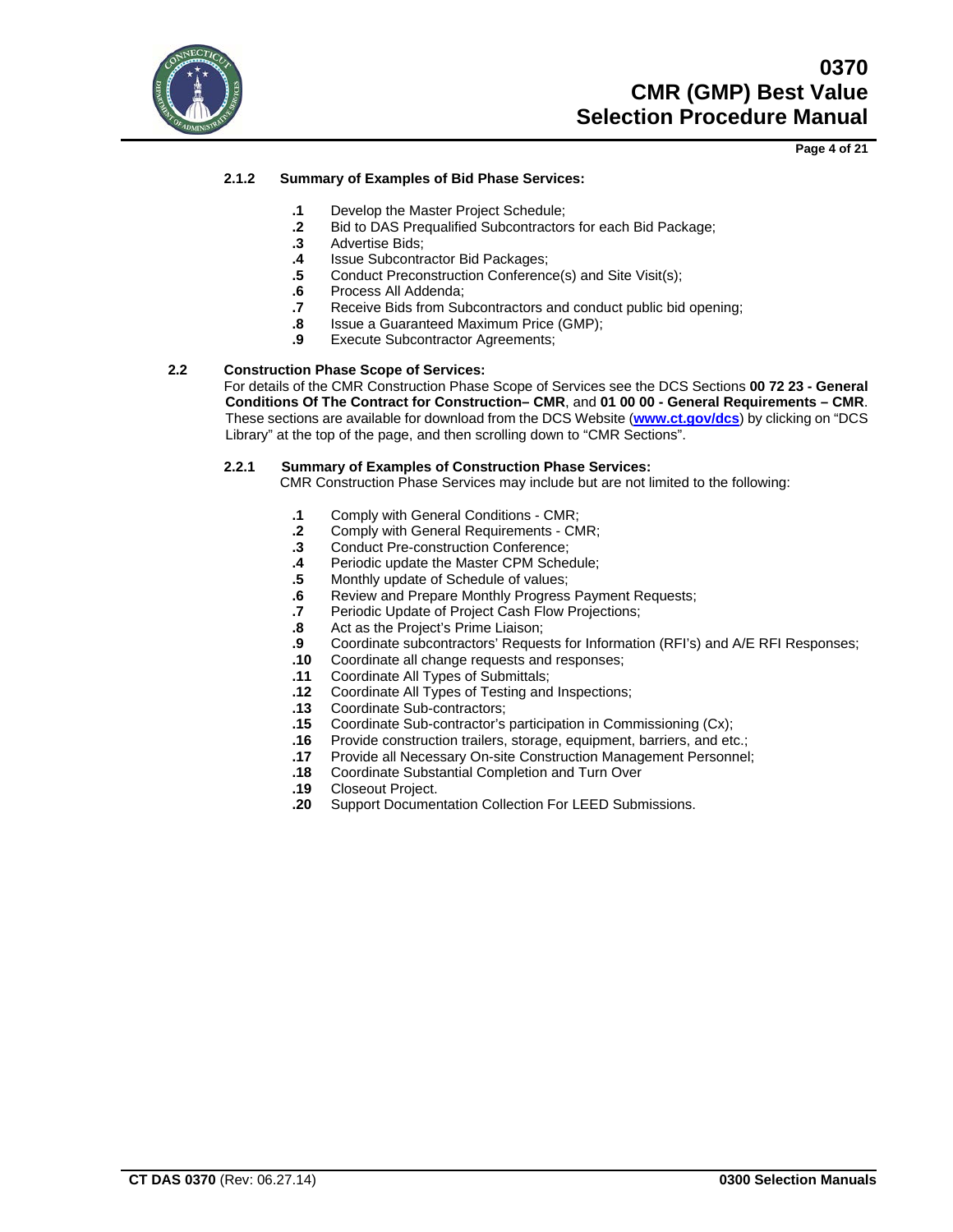### 2.1.2 Summary of Examples of Bid Phase Services:

- **.1** Develop the Master Project Schedule;
- **.2** Bid to DAS Prequalified Subcontractors for each Bid Package;
- **.3** Advertise Bids;
- **.4** Issue Subcontractor Bid Packages;
- **.5** Conduct Preconstruction Conference(s) and Site Visit(s);
- **.6** Process All Addenda;
- **.7** Receive Bids from Subcontractors and conduct public bid opening;
- **.8** Issue a Guaranteed Maximum Price (GMP);
- **.9** Execute Subcontractor Agreements;

## 2.2 Construction Phase Scope of Services:

For details of the CMR Construction Phase Scope of Services see the DCS Sections **00 72 23 - General Conditions Of The Contract for Construction– CMR**, and **01 00 00 - General Requirements – CMR**. These sections are available for download from the DCS Website (**www.ct.gov/dcs**) by clicking on "DCS Library" at the top of the page, and then scrolling down to "CMR Sections".

### 2.2.1 Summary of Examples of Construction Phase Services:

CMR Construction Phase Services may include but are not limited to the following:

- **.1** Comply with General Conditions - CMR;
- **.2** Comply with General Requirements - CMR;
- **.3** Conduct Pre-construction Conference;
- **.4** Periodic update the Master CPM Schedule;
- **.5** Monthly update of Schedule of values;
- **.6** Review and Prepare Monthly Progress Payment Requests;
- **.7** Periodic Update of Project Cash Flow Projections;
- **.8** Act as the Project's Prime Liaison;
- **.9** Coordinate subcontractors' Requests for Information (RFI's) and A/E RFI Responses;
- **.10** Coordinate all change requests and responses;
- **.11** Coordinate All Types of Submittals;
- **.12** Coordinate All Types of Testing and Inspections;
- **.13** Coordinate Sub-contractors;
- **.15** Coordinate Sub-contractor's participation in Commissioning (Cx);
- **.16** Provide construction trailers, storage, equipment, barriers, and etc.;
- **.17** Provide all Necessary On-site Construction Management Personnel;
- **.18** Coordinate Substantial Completion and Turn Over
- **.19** Closeout Project.
- **.20** Support Documentation Collection For LEED Submissions.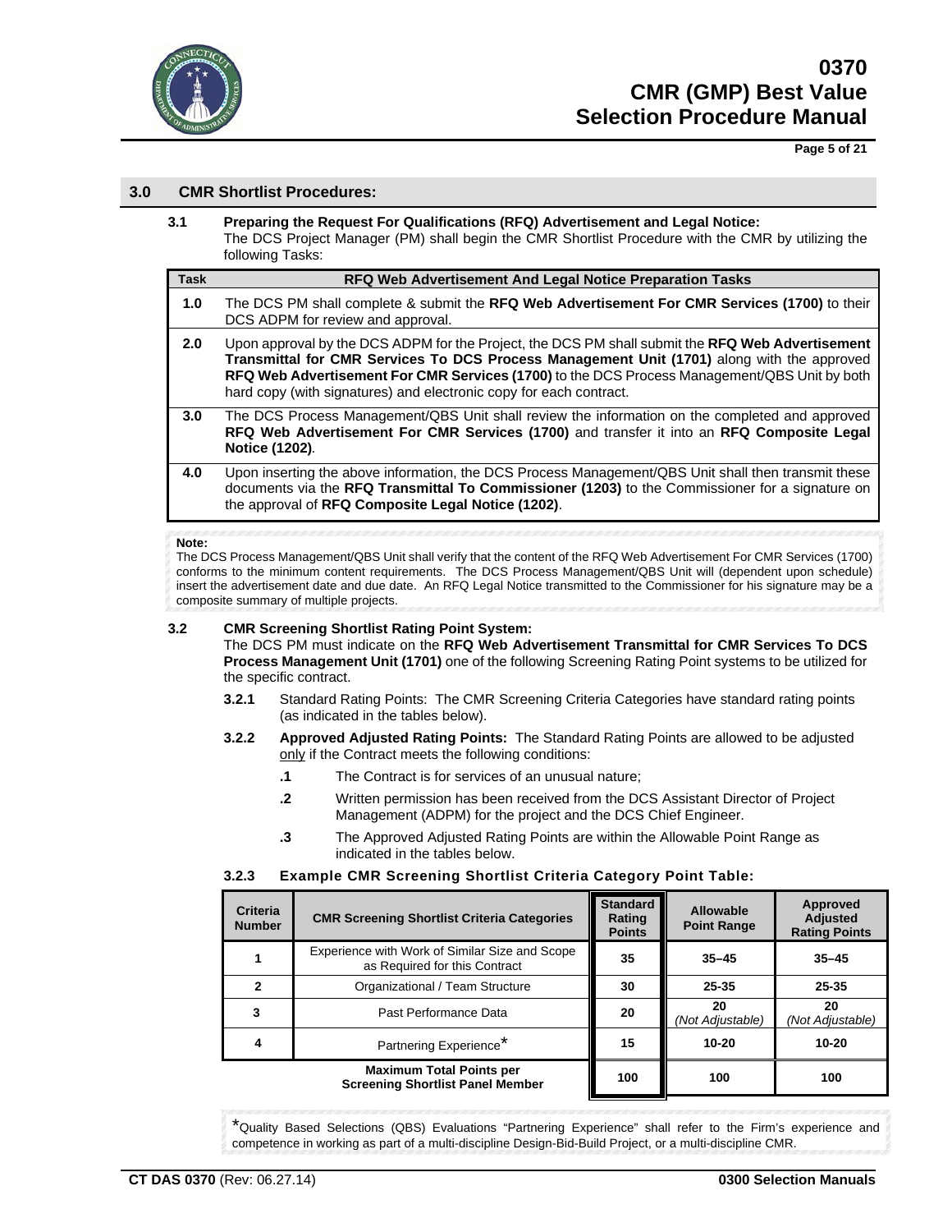## 3.0 CMR Shortlist Procedures:

### 3.1 Preparing the Request For Qualifications (RFQ) Advertisement and Legal Notice:

The DCS Project Manager (PM) shall begin the CMR Shortlist Procedure with the CMR by utilizing the following Tasks:

| Task | RFQ Web Advertisement And Legal Notice Preparation Tasks |
|---|---|
| 1.0 | The DCS PM shall complete & submit the **RFQ Web Advertisement For CMR Services (1700)** to their DCS ADPM for review and approval. |
| 2.0 | Upon approval by the DCS ADPM for the Project, the DCS PM shall submit the **RFQ Web Advertisement Transmittal for CMR Services To DCS Process Management Unit (1701)** along with the approved **RFQ Web Advertisement For CMR Services (1700)** to the DCS Process Management/QBS Unit by both hard copy (with signatures) and electronic copy for each contract. |
| 3.0 | The DCS Process Management/QBS Unit shall review the information on the completed and approved **RFQ Web Advertisement For CMR Services (1700)** and transfer it into an **RFQ Composite Legal Notice (1202)**. |
| 4.0 | Upon inserting the above information, the DCS Process Management/QBS Unit shall then transmit these documents via the **RFQ Transmittal To Commissioner (1203)** to the Commissioner for a signature on the approval of **RFQ Composite Legal Notice (1202)**. |

**Note:**
The DCS Process Management/QBS Unit shall verify that the content of the RFQ Web Advertisement For CMR Services (1700) conforms to the minimum content requirements. The DCS Process Management/QBS Unit will (dependent upon schedule) insert the advertisement date and due date. An RFQ Legal Notice transmitted to the Commissioner for his signature may be a composite summary of multiple projects.

### 3.2 CMR Screening Shortlist Rating Point System:

The DCS PM must indicate on the **RFQ Web Advertisement Transmittal for CMR Services To DCS Process Management Unit (1701)** one of the following Screening Rating Point systems to be utilized for the specific contract.

**3.2.1** Standard Rating Points: The CMR Screening Criteria Categories have standard rating points (as indicated in the tables below).

**3.2.2** **Approved Adjusted Rating Points:** The Standard Rating Points are allowed to be adjusted only if the Contract meets the following conditions:

- **.1** The Contract is for services of an unusual nature;
- **.2** Written permission has been received from the DCS Assistant Director of Project Management (ADPM) for the project and the DCS Chief Engineer.
- **.3** The Approved Adjusted Rating Points are within the Allowable Point Range as indicated in the tables below.

**3.2.3 Example CMR Screening Shortlist Criteria Category Point Table:**

| Criteria Number | CMR Screening Shortlist Criteria Categories | Standard Rating Points | Allowable Point Range | Approved Adjusted Rating Points |
|---|---|---|---|---|
| 1 | Experience with Work of Similar Size and Scope as Required for this Contract | 35 | 35–45 | 35–45 |
| 2 | Organizational / Team Structure | 30 | 25-35 | 25-35 |
| 3 | Past Performance Data | 20 | 20 *(Not Adjustable)* | 20 *(Not Adjustable)* |
| 4 | Partnering Experience* | 15 | 10-20 | 10-20 |
| | **Maximum Total Points per Screening Shortlist Panel Member** | 100 | 100 | 100 |

*Quality Based Selections (QBS) Evaluations "Partnering Experience" shall refer to the Firm's experience and competence in working as part of a multi-discipline Design-Bid-Build Project, or a multi-discipline CMR.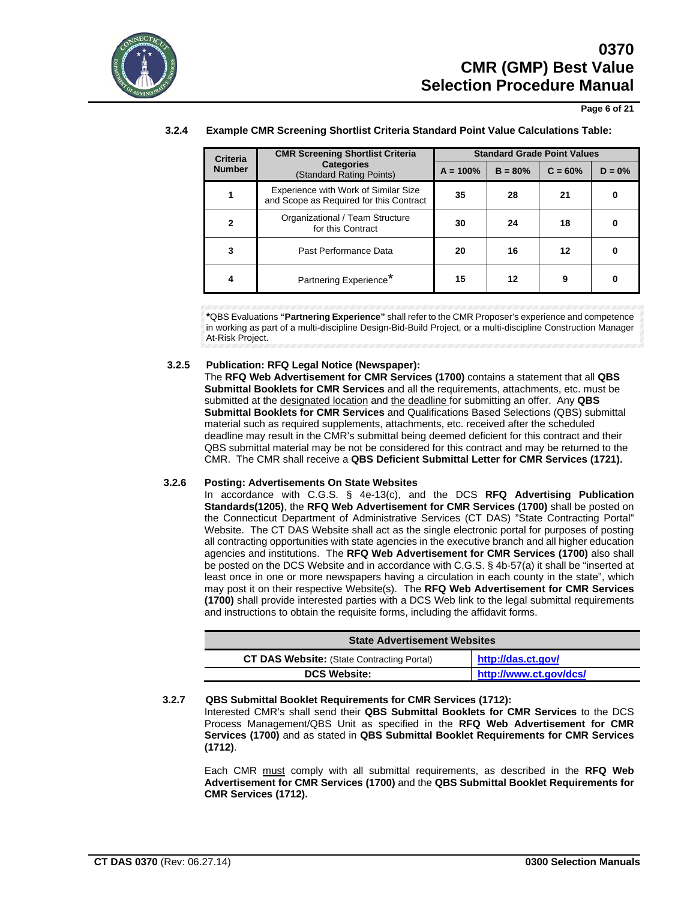### 3.2.4 Example CMR Screening Shortlist Criteria Standard Point Value Calculations Table:

| Criteria Number | CMR Screening Shortlist Criteria Categories (Standard Rating Points) | Standard Grade Point Values | | | |
|---|---|---|---|---|---|
| | | A = 100% | B = 80% | C = 60% | D = 0% |
| 1 | Experience with Work of Similar Size and Scope as Required for this Contract | 35 | 28 | 21 | 0 |
| 2 | Organizational / Team Structure for this Contract | 30 | 24 | 18 | 0 |
| 3 | Past Performance Data | 20 | 16 | 12 | 0 |
| 4 | Partnering Experience* | 15 | 12 | 9 | 0 |

***QBS Evaluations **"Partnering Experience"** shall refer to the CMR Proposer's experience and competence in working as part of a multi-discipline Design-Bid-Build Project, or a multi-discipline Construction Manager At-Risk Project.

### 3.2.5 Publication: RFQ Legal Notice (Newspaper):

The **RFQ Web Advertisement for CMR Services (1700)** contains a statement that all **QBS Submittal Booklets for CMR Services** and all the requirements, attachments, etc. must be submitted at the designated location and the deadline for submitting an offer. Any **QBS Submittal Booklets for CMR Services** and Qualifications Based Selections (QBS) submittal material such as required supplements, attachments, etc. received after the scheduled deadline may result in the CMR's submittal being deemed deficient for this contract and their QBS submittal material may be not be considered for this contract and may be returned to the CMR. The CMR shall receive a **QBS Deficient Submittal Letter for CMR Services (1721).**

### 3.2.6 Posting: Advertisements On State Websites

In accordance with C.G.S. § 4e-13(c), and the DCS **RFQ Advertising Publication Standards(1205)**, the **RFQ Web Advertisement for CMR Services (1700)** shall be posted on the Connecticut Department of Administrative Services (CT DAS) "State Contracting Portal" Website. The CT DAS Website shall act as the single electronic portal for purposes of posting all contracting opportunities with state agencies in the executive branch and all higher education agencies and institutions. The **RFQ Web Advertisement for CMR Services (1700)** also shall be posted on the DCS Website and in accordance with C.G.S. § 4b-57(a) it shall be "inserted at least once in one or more newspapers having a circulation in each county in the state", which may post it on their respective Website(s). The **RFQ Web Advertisement for CMR Services (1700)** shall provide interested parties with a DCS Web link to the legal submittal requirements and instructions to obtain the requisite forms, including the affidavit forms.

| State Advertisement Websites | |
|---|---|
| **CT DAS Website:** (State Contracting Portal) | http://das.ct.gov/ |
| **DCS Website:** | http://www.ct.gov/dcs/ |

### 3.2.7 QBS Submittal Booklet Requirements for CMR Services (1712):

Interested CMR's shall send their **QBS Submittal Booklets for CMR Services** to the DCS Process Management/QBS Unit as specified in the **RFQ Web Advertisement for CMR Services (1700)** and as stated in **QBS Submittal Booklet Requirements for CMR Services (1712)**.

Each CMR must comply with all submittal requirements, as described in the **RFQ Web Advertisement for CMR Services (1700)** and the **QBS Submittal Booklet Requirements for CMR Services (1712).**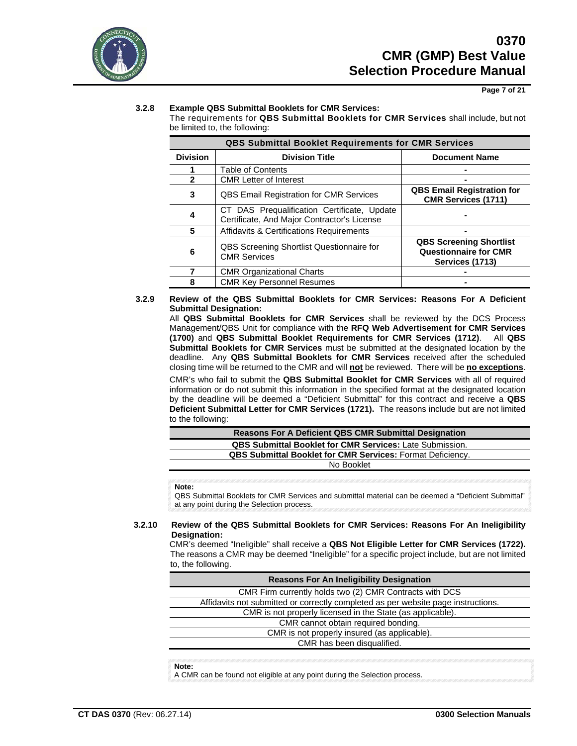### 3.2.8 Example QBS Submittal Booklets for CMR Services:

The requirements for **QBS Submittal Booklets for CMR Services** shall include, but not be limited to, the following:

| QBS Submittal Booklet Requirements for CMR Services | | |
|---|---|---|
| **Division** | **Division Title** | **Document Name** |
| **1** | Table of Contents | - |
| **2** | CMR Letter of Interest | - |
| **3** | QBS Email Registration for CMR Services | **QBS Email Registration for CMR Services (1711)** |
| **4** | CT DAS Prequalification Certificate, Update Certificate, And Major Contractor's License | - |
| **5** | Affidavits & Certifications Requirements | - |
| **6** | QBS Screening Shortlist Questionnaire for CMR Services | **QBS Screening Shortlist Questionnaire for CMR Services (1713)** |
| **7** | CMR Organizational Charts | - |
| **8** | CMR Key Personnel Resumes | - |

### 3.2.9 Review of the QBS Submittal Booklets for CMR Services: Reasons For A Deficient Submittal Designation:

All **QBS Submittal Booklets for CMR Services** shall be reviewed by the DCS Process Management/QBS Unit for compliance with the **RFQ Web Advertisement for CMR Services (1700)** and **QBS Submittal Booklet Requirements for CMR Services (1712)**. All **QBS Submittal Booklets for CMR Services** must be submitted at the designated location by the deadline. Any **QBS Submittal Booklets for CMR Services** received after the scheduled closing time will be returned to the CMR and will **not** be reviewed. There will be **no exceptions**.

CMR's who fail to submit the **QBS Submittal Booklet for CMR Services** with all of required information or do not submit this information in the specified format at the designated location by the deadline will be deemed a "Deficient Submittal" for this contract and receive a **QBS Deficient Submittal Letter for CMR Services (1721).** The reasons include but are not limited to the following:

| Reasons For A Deficient QBS CMR Submittal Designation |
|---|
| **QBS Submittal Booklet for CMR Services:** Late Submission. |
| **QBS Submittal Booklet for CMR Services:** Format Deficiency. |
| No Booklet |

> **Note:**
> QBS Submittal Booklets for CMR Services and submittal material can be deemed a "Deficient Submittal" at any point during the Selection process.

### 3.2.10 Review of the QBS Submittal Booklets for CMR Services: Reasons For An Ineligibility Designation:

CMR's deemed "Ineligible" shall receive a **QBS Not Eligible Letter for CMR Services (1722).** The reasons a CMR may be deemed "Ineligible" for a specific project include, but are not limited to, the following.

| Reasons For An Ineligibility Designation |
|---|
| CMR Firm currently holds two (2) CMR Contracts with DCS |
| Affidavits not submitted or correctly completed as per website page instructions. |
| CMR is not properly licensed in the State (as applicable). |
| CMR cannot obtain required bonding. |
| CMR is not properly insured (as applicable). |
| CMR has been disqualified. |

> **Note:**
> A CMR can be found not eligible at any point during the Selection process.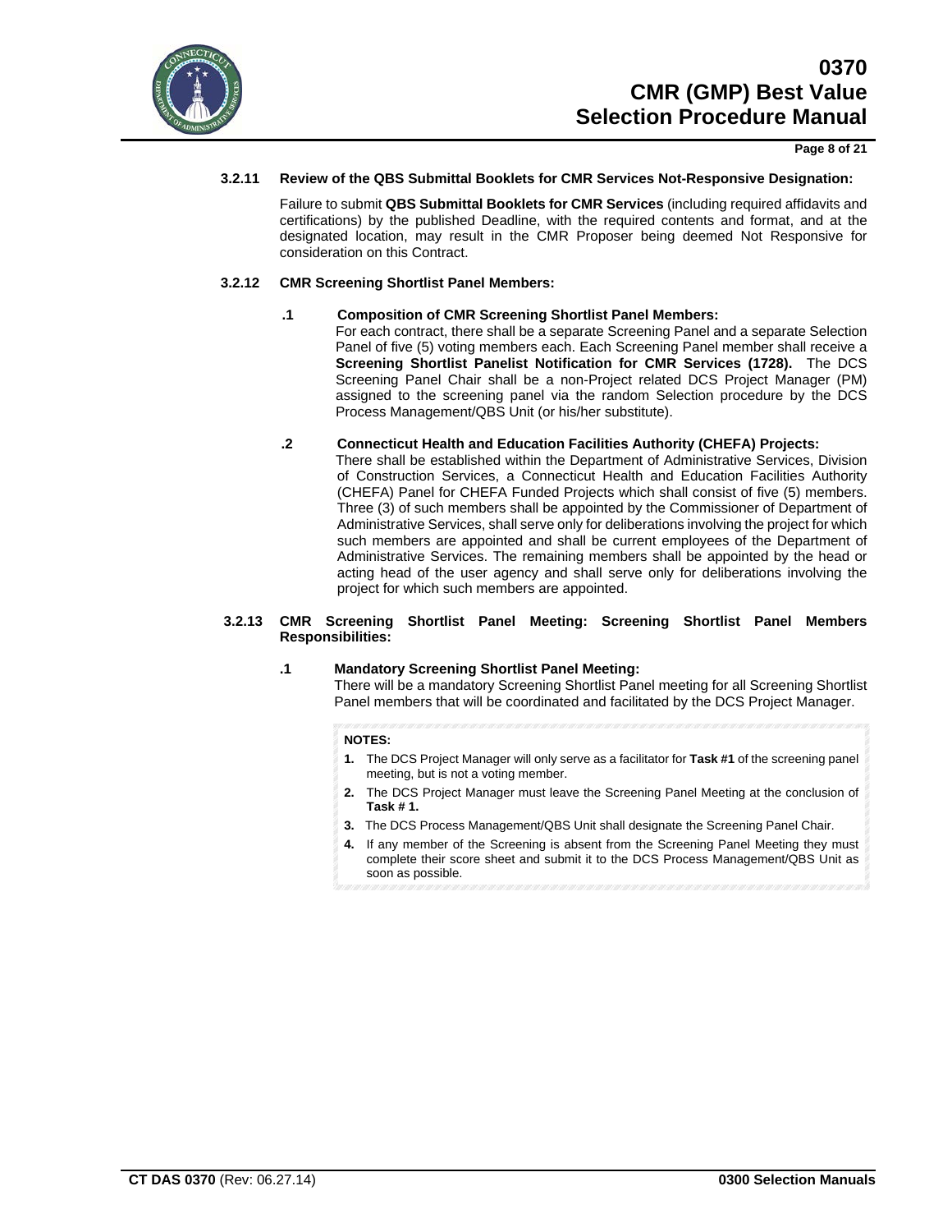### 3.2.11 Review of the QBS Submittal Booklets for CMR Services Not-Responsive Designation:

Failure to submit **QBS Submittal Booklets for CMR Services** (including required affidavits and certifications) by the published Deadline, with the required contents and format, and at the designated location, may result in the CMR Proposer being deemed Not Responsive for consideration on this Contract.

### 3.2.12 CMR Screening Shortlist Panel Members:

**.1 Composition of CMR Screening Shortlist Panel Members:**

For each contract, there shall be a separate Screening Panel and a separate Selection Panel of five (5) voting members each. Each Screening Panel member shall receive a **Screening Shortlist Panelist Notification for CMR Services (1728).** The DCS Screening Panel Chair shall be a non-Project related DCS Project Manager (PM) assigned to the screening panel via the random Selection procedure by the DCS Process Management/QBS Unit (or his/her substitute).

**.2 Connecticut Health and Education Facilities Authority (CHEFA) Projects:**

There shall be established within the Department of Administrative Services, Division of Construction Services, a Connecticut Health and Education Facilities Authority (CHEFA) Panel for CHEFA Funded Projects which shall consist of five (5) members. Three (3) of such members shall be appointed by the Commissioner of Department of Administrative Services, shall serve only for deliberations involving the project for which such members are appointed and shall be current employees of the Department of Administrative Services. The remaining members shall be appointed by the head or acting head of the user agency and shall serve only for deliberations involving the project for which such members are appointed.

### 3.2.13 CMR Screening Shortlist Panel Meeting: Screening Shortlist Panel Members Responsibilities:

**.1 Mandatory Screening Shortlist Panel Meeting:**

There will be a mandatory Screening Shortlist Panel meeting for all Screening Shortlist Panel members that will be coordinated and facilitated by the DCS Project Manager.

**NOTES:**

1. The DCS Project Manager will only serve as a facilitator for **Task #1** of the screening panel meeting, but is not a voting member.
2. The DCS Project Manager must leave the Screening Panel Meeting at the conclusion of **Task # 1.**
3. The DCS Process Management/QBS Unit shall designate the Screening Panel Chair.
4. If any member of the Screening is absent from the Screening Panel Meeting they must complete their score sheet and submit it to the DCS Process Management/QBS Unit as soon as possible.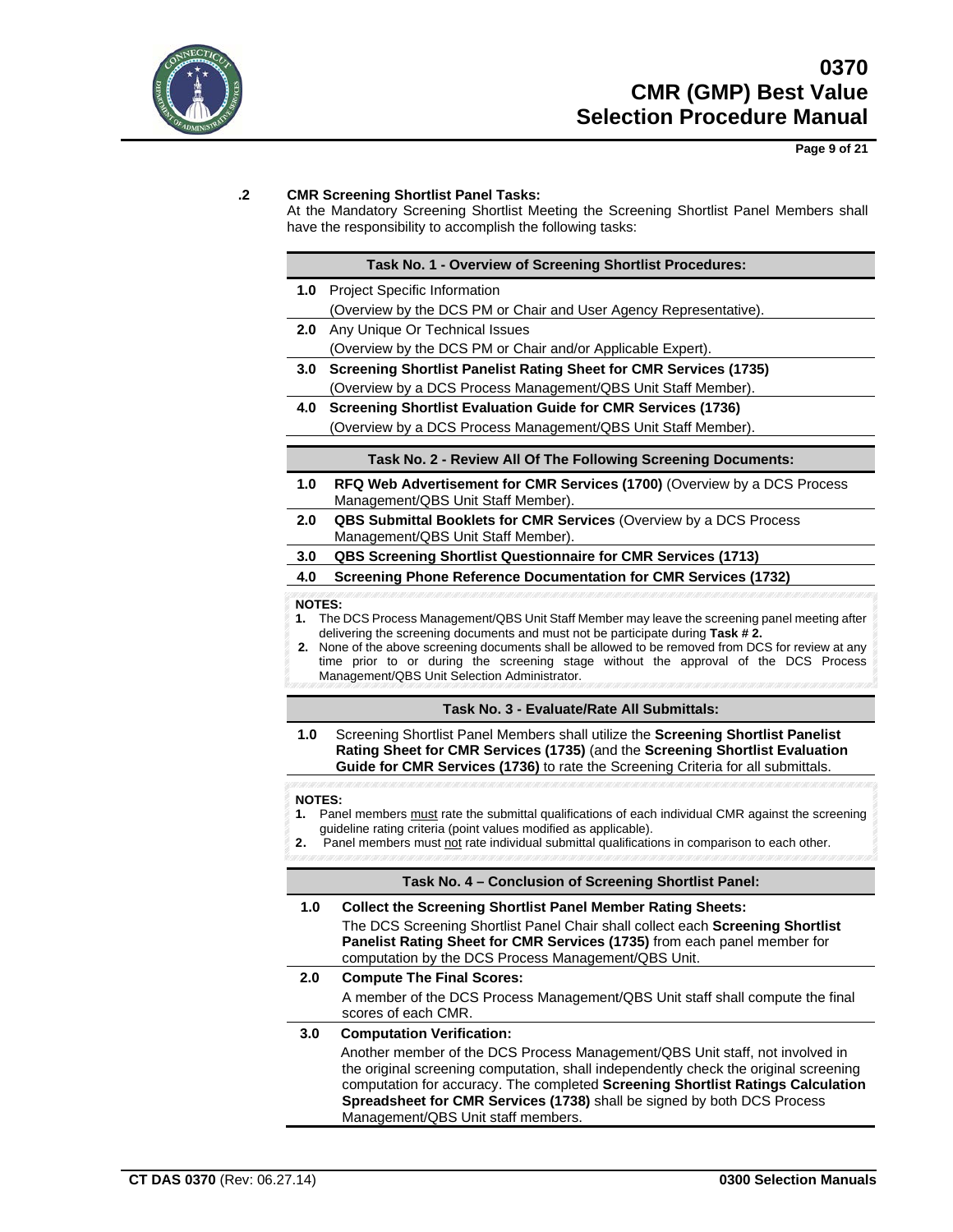**.2 CMR Screening Shortlist Panel Tasks:**

At the Mandatory Screening Shortlist Meeting the Screening Shortlist Panel Members shall have the responsibility to accomplish the following tasks:

**Task No. 1 - Overview of Screening Shortlist Procedures:**

**1.0** Project Specific Information
(Overview by the DCS PM or Chair and User Agency Representative).

**2.0** Any Unique Or Technical Issues
(Overview by the DCS PM or Chair and/or Applicable Expert).

**3.0** **Screening Shortlist Panelist Rating Sheet for CMR Services (1735)**
(Overview by a DCS Process Management/QBS Unit Staff Member).

**4.0** **Screening Shortlist Evaluation Guide for CMR Services (1736)**
(Overview by a DCS Process Management/QBS Unit Staff Member).

**Task No. 2 - Review All Of The Following Screening Documents:**

**1.0** **RFQ Web Advertisement for CMR Services (1700)** (Overview by a DCS Process Management/QBS Unit Staff Member).

**2.0** **QBS Submittal Booklets for CMR Services** (Overview by a DCS Process Management/QBS Unit Staff Member).

**3.0** **QBS Screening Shortlist Questionnaire for CMR Services (1713)**

**4.0** **Screening Phone Reference Documentation for CMR Services (1732)**

**NOTES:**

1. The DCS Process Management/QBS Unit Staff Member may leave the screening panel meeting after delivering the screening documents and must not be participate during **Task # 2.**
2. None of the above screening documents shall be allowed to be removed from DCS for review at any time prior to or during the screening stage without the approval of the DCS Process Management/QBS Unit Selection Administrator.

**Task No. 3 - Evaluate/Rate All Submittals:**

**1.0** Screening Shortlist Panel Members shall utilize the **Screening Shortlist Panelist Rating Sheet for CMR Services (1735)** (and the **Screening Shortlist Evaluation Guide for CMR Services (1736)** to rate the Screening Criteria for all submittals.

**NOTES:**

1. Panel members must rate the submittal qualifications of each individual CMR against the screening guideline rating criteria (point values modified as applicable).
2. Panel members must not rate individual submittal qualifications in comparison to each other.

**Task No. 4 – Conclusion of Screening Shortlist Panel:**

**1.0** **Collect the Screening Shortlist Panel Member Rating Sheets:**
The DCS Screening Shortlist Panel Chair shall collect each **Screening Shortlist Panelist Rating Sheet for CMR Services (1735)** from each panel member for computation by the DCS Process Management/QBS Unit.

**2.0** **Compute The Final Scores:**
A member of the DCS Process Management/QBS Unit staff shall compute the final scores of each CMR.

**3.0** **Computation Verification:**
Another member of the DCS Process Management/QBS Unit staff, not involved in the original screening computation, shall independently check the original screening computation for accuracy. The completed **Screening Shortlist Ratings Calculation Spreadsheet for CMR Services (1738)** shall be signed by both DCS Process Management/QBS Unit staff members.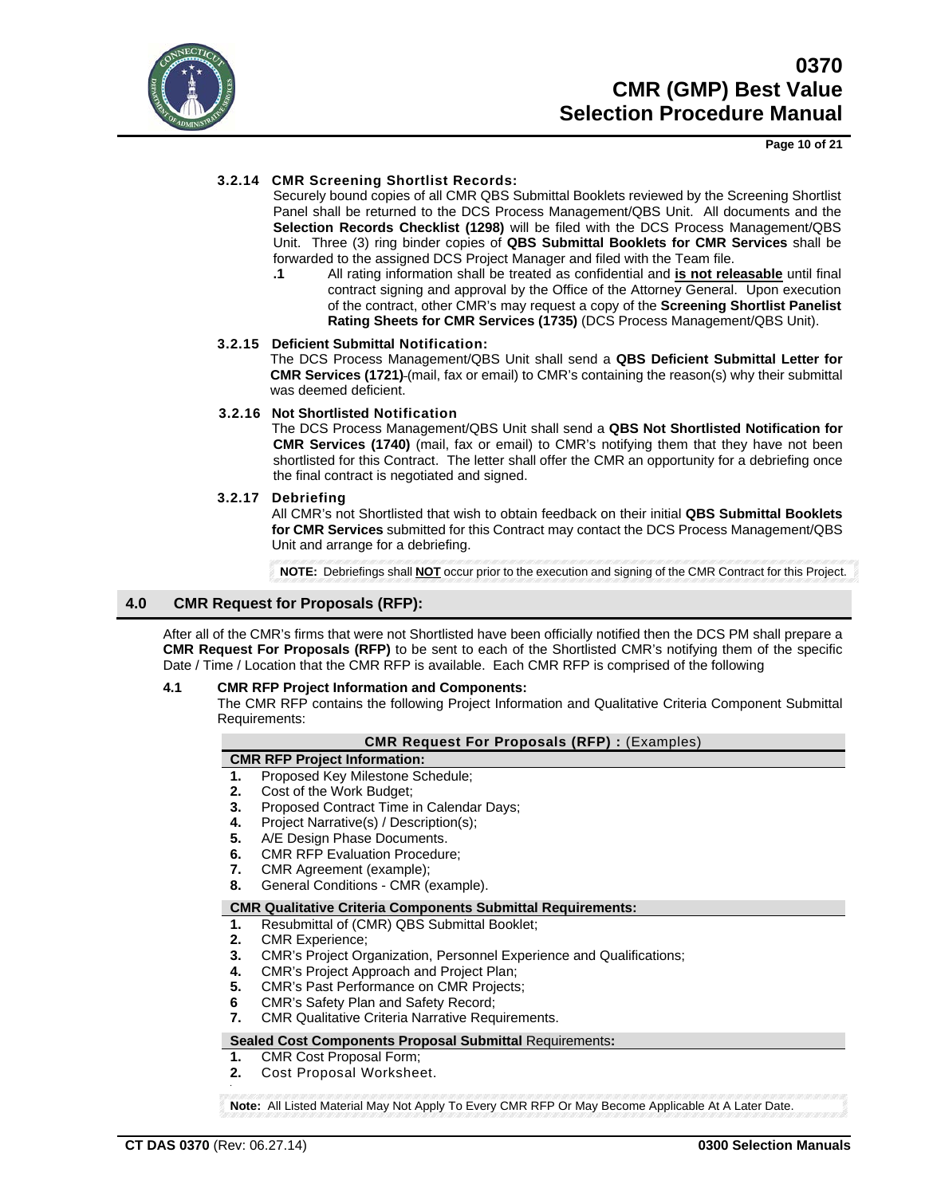#### 3.2.14 CMR Screening Shortlist Records:

Securely bound copies of all CMR QBS Submittal Booklets reviewed by the Screening Shortlist Panel shall be returned to the DCS Process Management/QBS Unit. All documents and the **Selection Records Checklist (1298)** will be filed with the DCS Process Management/QBS Unit. Three (3) ring binder copies of **QBS Submittal Booklets for CMR Services** shall be forwarded to the assigned DCS Project Manager and filed with the Team file.

**.1** All rating information shall be treated as confidential and **is not releasable** until final contract signing and approval by the Office of the Attorney General. Upon execution of the contract, other CMR's may request a copy of the **Screening Shortlist Panelist Rating Sheets for CMR Services (1735)** (DCS Process Management/QBS Unit).

#### 3.2.15 Deficient Submittal Notification:

The DCS Process Management/QBS Unit shall send a **QBS Deficient Submittal Letter for CMR Services (1721)** (mail, fax or email) to CMR's containing the reason(s) why their submittal was deemed deficient.

#### 3.2.16 Not Shortlisted Notification

The DCS Process Management/QBS Unit shall send a **QBS Not Shortlisted Notification for CMR Services (1740)** (mail, fax or email) to CMR's notifying them that they have not been shortlisted for this Contract. The letter shall offer the CMR an opportunity for a debriefing once the final contract is negotiated and signed.

#### 3.2.17 Debriefing

All CMR's not Shortlisted that wish to obtain feedback on their initial **QBS Submittal Booklets for CMR Services** submitted for this Contract may contact the DCS Process Management/QBS Unit and arrange for a debriefing.

**NOTE:** Debriefings shall **NOT** occur prior to the execution and signing of the CMR Contract for this Project.

## 4.0 CMR Request for Proposals (RFP):

After all of the CMR's firms that were not Shortlisted have been officially notified then the DCS PM shall prepare a **CMR Request For Proposals (RFP)** to be sent to each of the Shortlisted CMR's notifying them of the specific Date / Time / Location that the CMR RFP is available. Each CMR RFP is comprised of the following

### 4.1 CMR RFP Project Information and Components:

The CMR RFP contains the following Project Information and Qualitative Criteria Component Submittal Requirements:

**CMR Request For Proposals (RFP) :** (Examples)

**CMR RFP Project Information:**

1. Proposed Key Milestone Schedule;
2. Cost of the Work Budget;
3. Proposed Contract Time in Calendar Days;
4. Project Narrative(s) / Description(s);
5. A/E Design Phase Documents.
6. CMR RFP Evaluation Procedure;
7. CMR Agreement (example);
8. General Conditions - CMR (example).

**CMR Qualitative Criteria Components Submittal Requirements:**

1. Resubmittal of (CMR) QBS Submittal Booklet;
2. CMR Experience;
3. CMR's Project Organization, Personnel Experience and Qualifications;
4. CMR's Project Approach and Project Plan;
5. CMR's Past Performance on CMR Projects;
6. CMR's Safety Plan and Safety Record;
7. CMR Qualitative Criteria Narrative Requirements.

**Sealed Cost Components Proposal Submittal** Requirements**:**

1. CMR Cost Proposal Form;
2. Cost Proposal Worksheet.

**Note:** All Listed Material May Not Apply To Every CMR RFP Or May Become Applicable At A Later Date.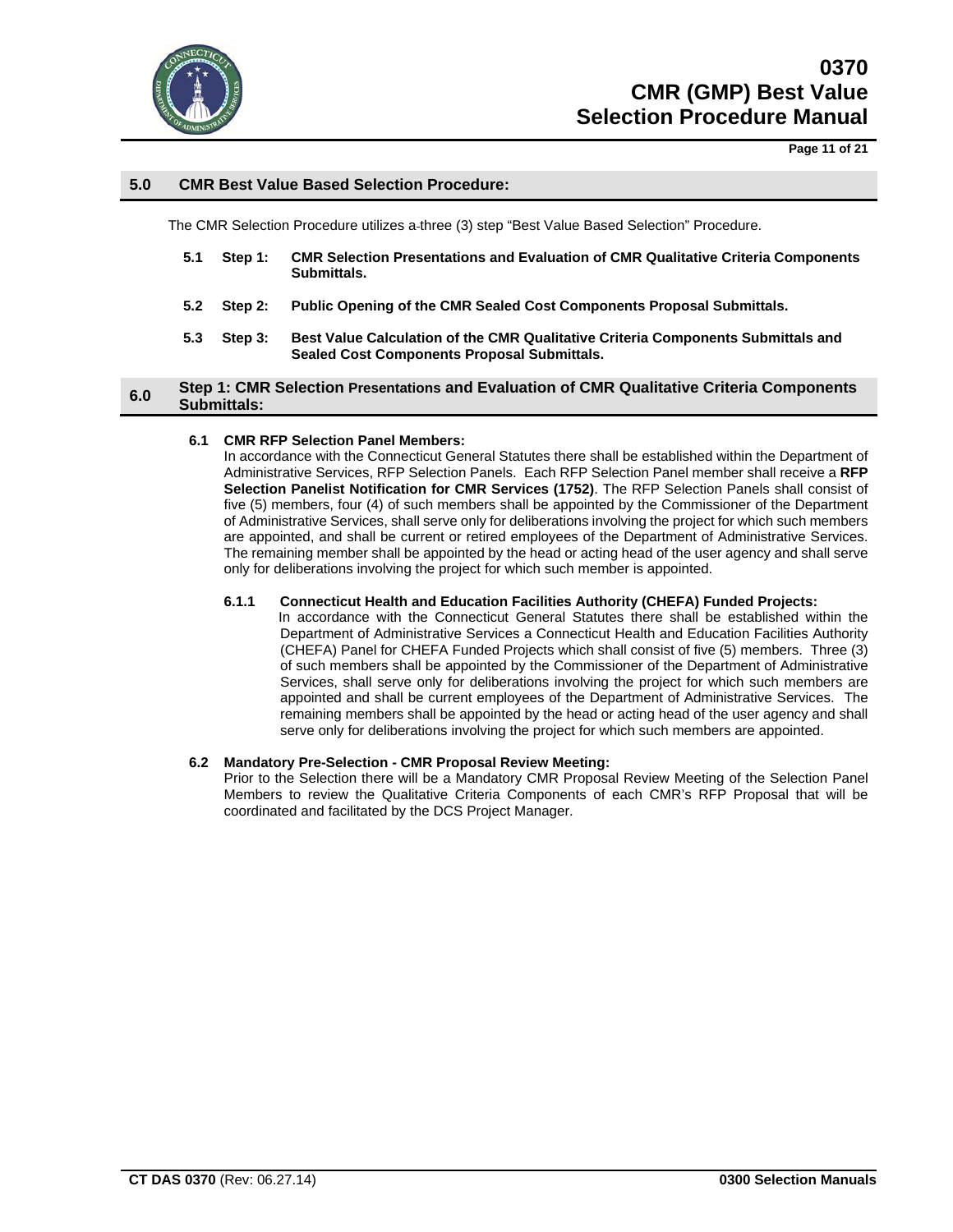## 5.0 CMR Best Value Based Selection Procedure:

The CMR Selection Procedure utilizes a three (3) step "Best Value Based Selection" Procedure.

**5.1 Step 1: CMR Selection Presentations and Evaluation of CMR Qualitative Criteria Components Submittals.**

**5.2 Step 2: Public Opening of the CMR Sealed Cost Components Proposal Submittals.**

**5.3 Step 3: Best Value Calculation of the CMR Qualitative Criteria Components Submittals and Sealed Cost Components Proposal Submittals.**

## 6.0 Step 1: CMR Selection Presentations and Evaluation of CMR Qualitative Criteria Components Submittals:

**6.1 CMR RFP Selection Panel Members:**

In accordance with the Connecticut General Statutes there shall be established within the Department of Administrative Services, RFP Selection Panels. Each RFP Selection Panel member shall receive a **RFP Selection Panelist Notification for CMR Services (1752)**. The RFP Selection Panels shall consist of five (5) members, four (4) of such members shall be appointed by the Commissioner of the Department of Administrative Services, shall serve only for deliberations involving the project for which such members are appointed, and shall be current or retired employees of the Department of Administrative Services. The remaining member shall be appointed by the head or acting head of the user agency and shall serve only for deliberations involving the project for which such member is appointed.

**6.1.1 Connecticut Health and Education Facilities Authority (CHEFA) Funded Projects:**

In accordance with the Connecticut General Statutes there shall be established within the Department of Administrative Services a Connecticut Health and Education Facilities Authority (CHEFA) Panel for CHEFA Funded Projects which shall consist of five (5) members. Three (3) of such members shall be appointed by the Commissioner of the Department of Administrative Services, shall serve only for deliberations involving the project for which such members are appointed and shall be current employees of the Department of Administrative Services. The remaining members shall be appointed by the head or acting head of the user agency and shall serve only for deliberations involving the project for which such members are appointed.

**6.2 Mandatory Pre-Selection - CMR Proposal Review Meeting:**

Prior to the Selection there will be a Mandatory CMR Proposal Review Meeting of the Selection Panel Members to review the Qualitative Criteria Components of each CMR's RFP Proposal that will be coordinated and facilitated by the DCS Project Manager.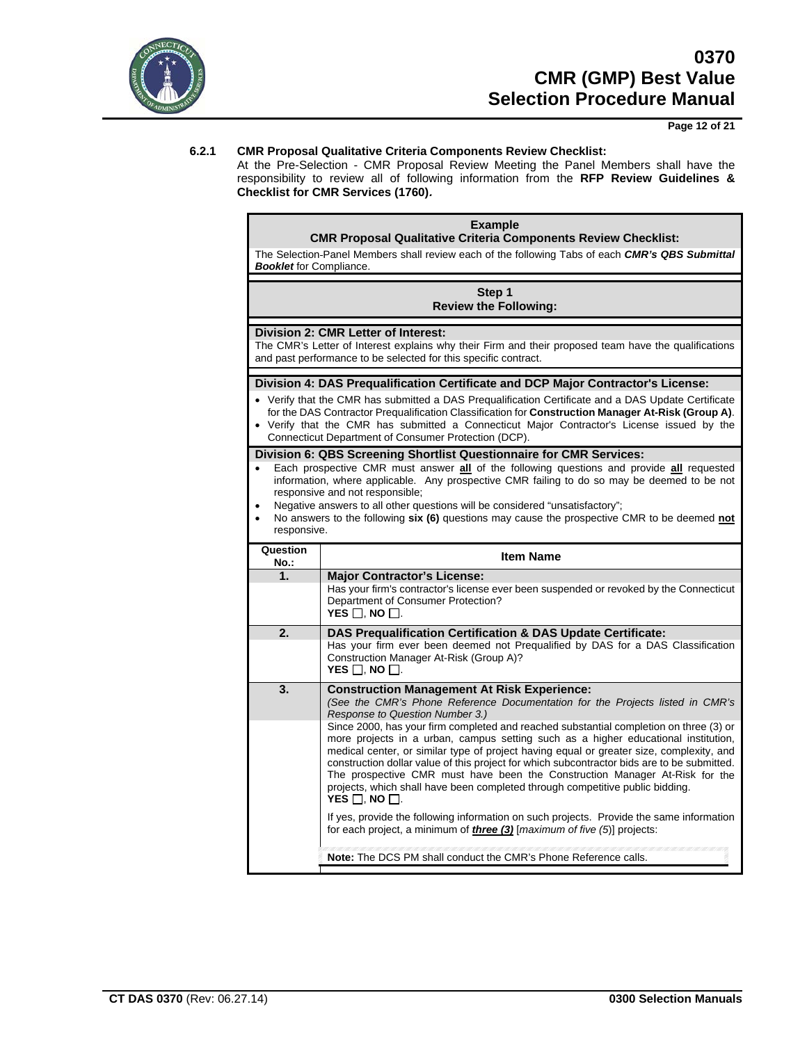### 6.2.1 CMR Proposal Qualitative Criteria Components Review Checklist:

At the Pre-Selection - CMR Proposal Review Meeting the Panel Members shall have the responsibility to review all of following information from the **RFP Review Guidelines & Checklist for CMR Services (1760)*.***

**Example**
**CMR Proposal Qualitative Criteria Components Review Checklist:**

The Selection-Panel Members shall review each of the following Tabs of each ***CMR's QBS Submittal Booklet*** for Compliance.

**Step 1**
**Review the Following:**

**Division 2: CMR Letter of Interest:**
The CMR's Letter of Interest explains why their Firm and their proposed team have the qualifications and past performance to be selected for this specific contract.

**Division 4: DAS Prequalification Certificate and DCP Major Contractor's License:**

- Verify that the CMR has submitted a DAS Prequalification Certificate and a DAS Update Certificate for the DAS Contractor Prequalification Classification for **Construction Manager At-Risk (Group A)**.
- Verify that the CMR has submitted a Connecticut Major Contractor's License issued by the Connecticut Department of Consumer Protection (DCP).

**Division 6: QBS Screening Shortlist Questionnaire for CMR Services:**

- Each prospective CMR must answer **all** of the following questions and provide **all** requested information, where applicable. Any prospective CMR failing to do so may be deemed to be not responsive and not responsible;
- Negative answers to all other questions will be considered "unsatisfactory";
- No answers to the following **six (6)** questions may cause the prospective CMR to be deemed **not** responsive.

| Question No.: | Item Name |
|---|---|
| **1.** | **Major Contractor's License:**<br>Has your firm's contractor's license ever been suspended or revoked by the Connecticut Department of Consumer Protection?<br>**YES** ☐, **NO** ☐. |
| **2.** | **DAS Prequalification Certification & DAS Update Certificate:**<br>Has your firm ever been deemed not Prequalified by DAS for a DAS Classification Construction Manager At-Risk (Group A)?<br>**YES** ☐, **NO** ☐. |
| **3.** | **Construction Management At Risk Experience:**<br>*(See the CMR's Phone Reference Documentation for the Projects listed in CMR's Response to Question Number 3.)*<br>Since 2000, has your firm completed and reached substantial completion on three (3) or more projects in a urban, campus setting such as a higher educational institution, medical center, or similar type of project having equal or greater size, complexity, and construction dollar value of this project for which subcontractor bids are to be submitted. The prospective CMR must have been the Construction Manager At-Risk for the projects, which shall have been completed through competitive public bidding.<br>**YES** ☐, **NO** ☐.<br>If yes, provide the following information on such projects. Provide the same information for each project, a minimum of ***three (3)*** [*maximum of five (5)*] projects:<br>**Note:** The DCS PM shall conduct the CMR's Phone Reference calls. |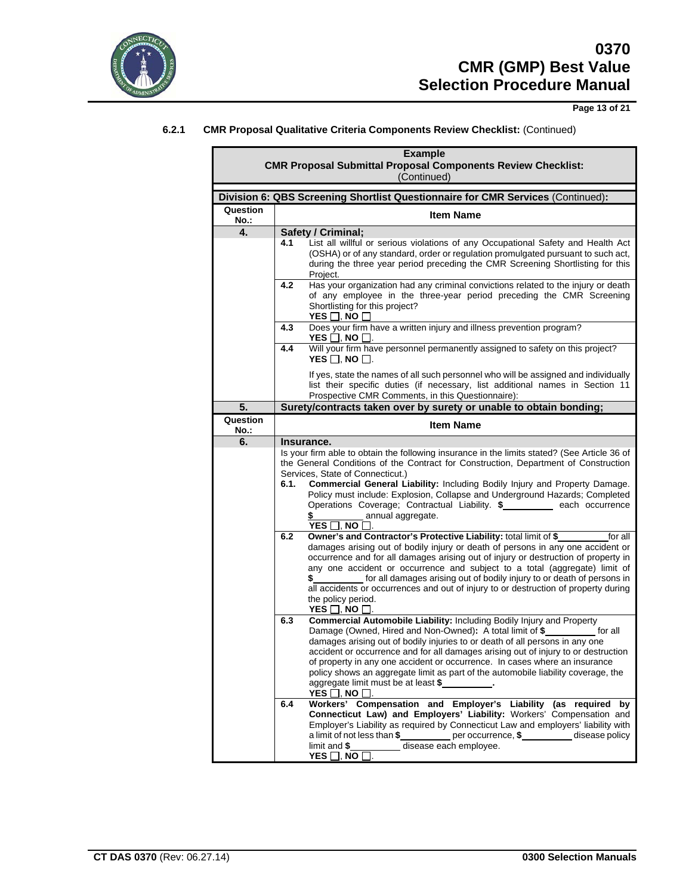**6.2.1 CMR Proposal Qualitative Criteria Components Review Checklist:** (Continued)

| **Example**<br>**CMR Proposal Submittal Proposal Components Review Checklist:**<br>(Continued) | |
|---|---|
| **Division 6: QBS Screening Shortlist Questionnaire for CMR Services** (Continued)**:** | |
| **Question No.:** | **Item Name** |
| **4.** | **Safety / Criminal;** |
| | **4.1** List all willful or serious violations of any Occupational Safety and Health Act (OSHA) or of any standard, order or regulation promulgated pursuant to such act, during the three year period preceding the CMR Screening Shortlisting for this Project. |
| | **4.2** Has your organization had any criminal convictions related to the injury or death of any employee in the three-year period preceding the CMR Screening Shortlisting for this project?<br>**YES** ☐, **NO** ☐ |
| | **4.3** Does your firm have a written injury and illness prevention program?<br>**YES** ☐, **NO** ☐. |
| | **4.4** Will your firm have personnel permanently assigned to safety on this project?<br>**YES** ☐, **NO** ☐.<br><br>If yes, state the names of all such personnel who will be assigned and individually list their specific duties (if necessary, list additional names in Section 11 Prospective CMR Comments, in this Questionnaire): |
| **5.** | **Surety/contracts taken over by surety or unable to obtain bonding;** |
| **Question No.:** | **Item Name** |
| **6.** | **Insurance.** |
| | Is your firm able to obtain the following insurance in the limits stated? (See Article 36 of the General Conditions of the Contract for Construction, Department of Construction Services, State of Connecticut.)<br>**6.1. Commercial General Liability:** Including Bodily Injury and Property Damage. Policy must include: Explosion, Collapse and Underground Hazards; Completed Operations Coverage; Contractual Liability. **$\_\_\_\_\_\_\_\_\_\_** each occurrence **$\_\_\_\_\_\_\_\_\_\_** annual aggregate.<br>**YES** ☐, **NO** ☐. |
| | **6.2 Owner's and Contractor's Protective Liability:** total limit of **$\_\_\_\_\_\_\_\_\_\_** for all damages arising out of bodily injury or death of persons in any one accident or occurrence and for all damages arising out of injury to or destruction of property in any one accident or occurrence and subject to a total (aggregate) limit of **$\_\_\_\_\_\_\_\_\_\_** for all damages arising out of bodily injury to or death of persons in all accidents or occurrences and out of injury to or destruction of property during the policy period.<br>**YES** ☐, **NO** ☐. |
| | **6.3 Commercial Automobile Liability:** Including Bodily Injury and Property Damage (Owned, Hired and Non-Owned)**:** A total limit of **$\_\_\_\_\_\_\_\_\_\_** for all damages arising out of bodily injuries to or death of all persons in any one accident or occurrence and for all damages arising out of injury to or destruction of property in any one accident or occurrence. In cases where an insurance policy shows an aggregate limit as part of the automobile liability coverage, the aggregate limit must be at least **$\_\_\_\_\_\_\_\_\_\_.**<br>**YES** ☐, **NO** ☐. |
| | **6.4 Workers' Compensation and Employer's Liability (as required by Connecticut Law) and Employers' Liability:** Workers' Compensation and Employer's Liability as required by Connecticut Law and employers' liability with a limit of not less than **$\_\_\_\_\_\_\_\_\_\_** per occurrence, **$\_\_\_\_\_\_\_\_\_\_** disease policy limit and **$\_\_\_\_\_\_\_\_\_\_** disease each employee.<br>**YES** ☐, **NO** ☐. |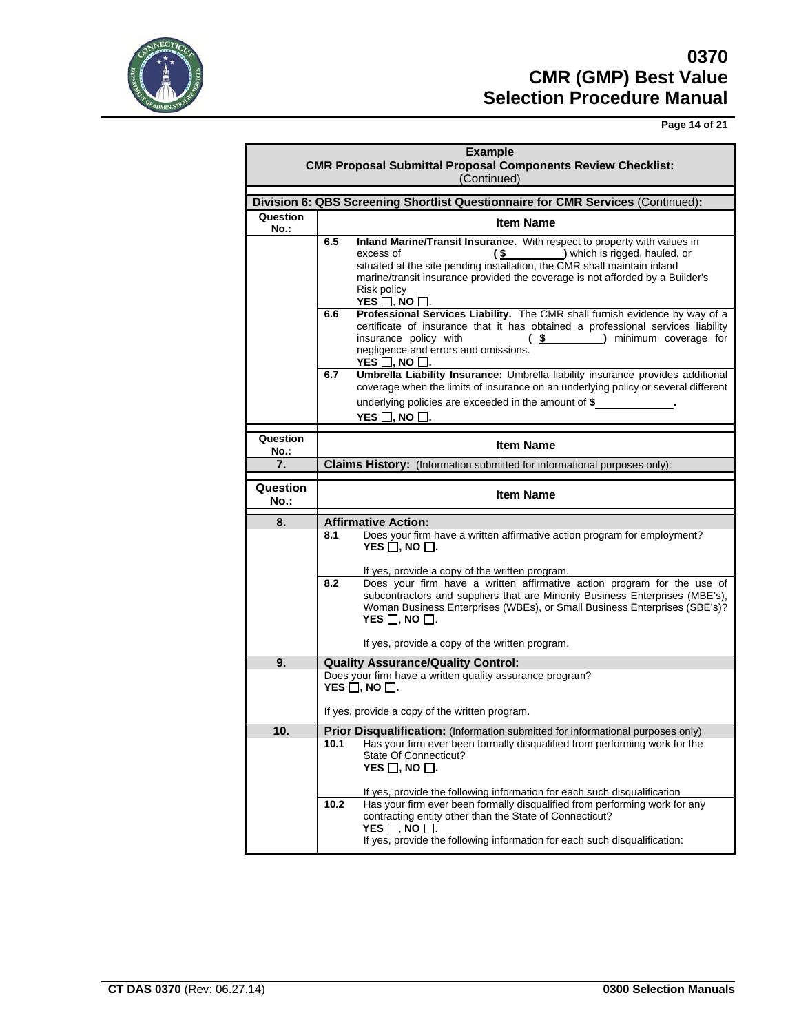**Example**
**CMR Proposal Submittal Proposal Components Review Checklist:**
(Continued)

| **Division 6: QBS Screening Shortlist Questionnaire for CMR Services** (Continued): | |
|---|---|
| **Question No.:** | **Item Name** |
| | **6.5** **Inland Marine/Transit Insurance.** With respect to property with values in excess of **( $\_\_\_\_\_\_\_\_\_\_ )** which is rigged, hauled, or situated at the site pending installation, the CMR shall maintain inland marine/transit insurance provided the coverage is not afforded by a Builder's Risk policy<br>**YES ☐, NO ☐**. |
| | **6.6** **Professional Services Liability.** The CMR shall furnish evidence by way of a certificate of insurance that it has obtained a professional services liability insurance policy with **( $\_\_\_\_\_\_\_\_\_\_ )** minimum coverage for negligence and errors and omissions.<br>**YES ☐, NO ☐**. |
| | **6.7** **Umbrella Liability Insurance:** Umbrella liability insurance provides additional coverage when the limits of insurance on an underlying policy or several different underlying policies are exceeded in the amount of **$\_\_\_\_\_\_\_\_\_\_\_\_.**<br>**YES ☐, NO ☐.** |

| **Question No.:** | **Item Name** |
|---|---|
| **7.** | **Claims History:** (Information submitted for informational purposes only): |

| **Question No.:** | **Item Name** |
|---|---|
| **8.** | **Affirmative Action:** |
| | **8.1** Does your firm have a written affirmative action program for employment?<br>**YES ☐, NO ☐.**<br><br>If yes, provide a copy of the written program. |
| | **8.2** Does your firm have a written affirmative action program for the use of subcontractors and suppliers that are Minority Business Enterprises (MBE's), Woman Business Enterprises (WBEs), or Small Business Enterprises (SBE's)?<br>**YES ☐, NO ☐**.<br><br>If yes, provide a copy of the written program. |
| **9.** | **Quality Assurance/Quality Control:**<br>Does your firm have a written quality assurance program?<br>**YES ☐, NO ☐.**<br><br>If yes, provide a copy of the written program. |
| **10.** | **Prior Disqualification:** (Information submitted for informational purposes only) |
| | **10.1** Has your firm ever been formally disqualified from performing work for the State Of Connecticut?<br>**YES ☐, NO ☐.**<br><br>If yes, provide the following information for each such disqualification |
| | **10.2** Has your firm ever been formally disqualified from performing work for any contracting entity other than the State of Connecticut?<br>**YES ☐, NO ☐**.<br>If yes, provide the following information for each such disqualification: |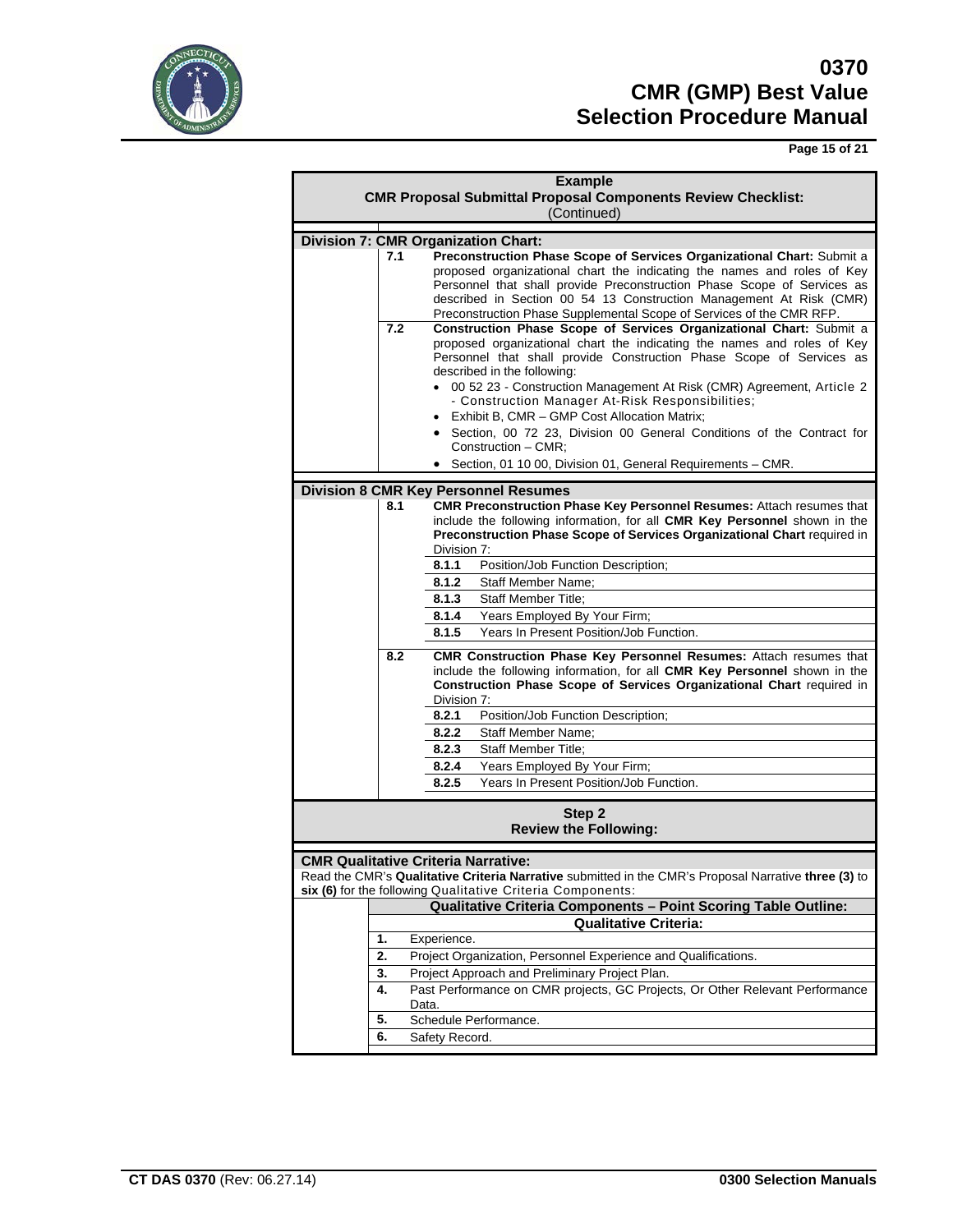**Example**
**CMR Proposal Submittal Proposal Components Review Checklist:**
(Continued)

**Division 7: CMR Organization Chart:**

**7.1** **Preconstruction Phase Scope of Services Organizational Chart:** Submit a proposed organizational chart the indicating the names and roles of Key Personnel that shall provide Preconstruction Phase Scope of Services as described in Section 00 54 13 Construction Management At Risk (CMR) Preconstruction Phase Supplemental Scope of Services of the CMR RFP.

**7.2** **Construction Phase Scope of Services Organizational Chart:** Submit a proposed organizational chart the indicating the names and roles of Key Personnel that shall provide Construction Phase Scope of Services as described in the following:

- 00 52 23 - Construction Management At Risk (CMR) Agreement, Article 2 - Construction Manager At-Risk Responsibilities;
- Exhibit B, CMR – GMP Cost Allocation Matrix;
- Section, 00 72 23, Division 00 General Conditions of the Contract for Construction – CMR;
- Section, 01 10 00, Division 01, General Requirements – CMR.

**Division 8 CMR Key Personnel Resumes**

**8.1** **CMR Preconstruction Phase Key Personnel Resumes:** Attach resumes that include the following information, for all **CMR Key Personnel** shown in the **Preconstruction Phase Scope of Services Organizational Chart** required in Division 7:

- **8.1.1** Position/Job Function Description;
- **8.1.2** Staff Member Name;
- **8.1.3** Staff Member Title;
- **8.1.4** Years Employed By Your Firm;
- **8.1.5** Years In Present Position/Job Function.

**8.2** **CMR Construction Phase Key Personnel Resumes:** Attach resumes that include the following information, for all **CMR Key Personnel** shown in the **Construction Phase Scope of Services Organizational Chart** required in Division 7:

- **8.2.1** Position/Job Function Description;
- **8.2.2** Staff Member Name;
- **8.2.3** Staff Member Title;
- **8.2.4** Years Employed By Your Firm;
- **8.2.5** Years In Present Position/Job Function.

**Step 2**
**Review the Following:**

**CMR Qualitative Criteria Narrative:**

Read the CMR's **Qualitative Criteria Narrative** submitted in the CMR's Proposal Narrative **three (3)** to **six (6)** for the following Qualitative Criteria Components:

| **Qualitative Criteria Components – Point Scoring Table Outline:** | |
|---|---|
| | **Qualitative Criteria:** |
| **1.** | Experience. |
| **2.** | Project Organization, Personnel Experience and Qualifications. |
| **3.** | Project Approach and Preliminary Project Plan. |
| **4.** | Past Performance on CMR projects, GC Projects, Or Other Relevant Performance Data. |
| **5.** | Schedule Performance. |
| **6.** | Safety Record. |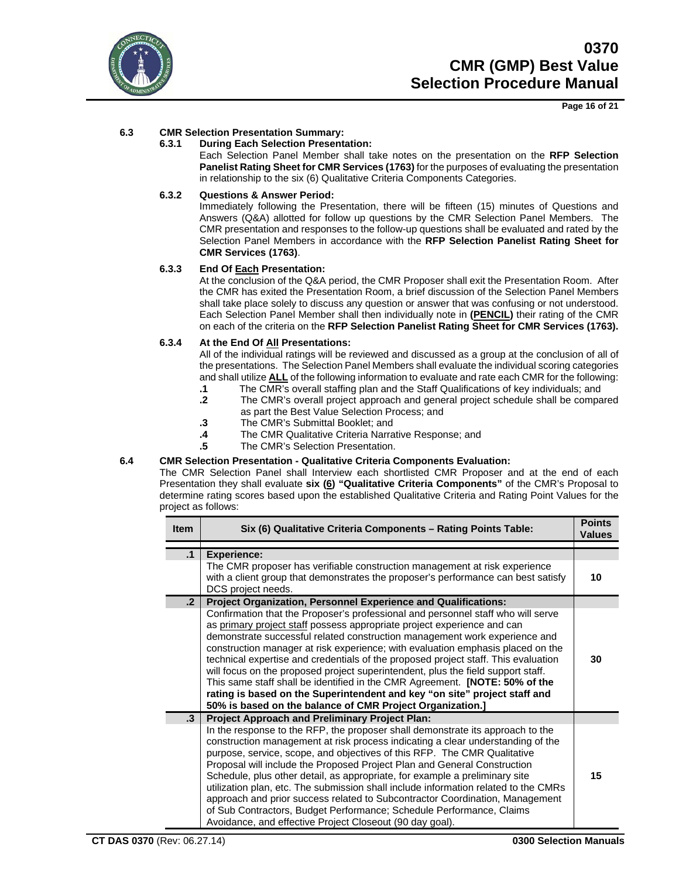**6.3 CMR Selection Presentation Summary:**

**6.3.1 During Each Selection Presentation:**

Each Selection Panel Member shall take notes on the presentation on the **RFP Selection Panelist Rating Sheet for CMR Services (1763)** for the purposes of evaluating the presentation in relationship to the six (6) Qualitative Criteria Components Categories.

**6.3.2 Questions & Answer Period:**

Immediately following the Presentation, there will be fifteen (15) minutes of Questions and Answers (Q&A) allotted for follow up questions by the CMR Selection Panel Members. The CMR presentation and responses to the follow-up questions shall be evaluated and rated by the Selection Panel Members in accordance with the **RFP Selection Panelist Rating Sheet for CMR Services (1763)**.

**6.3.3 End Of <u>Each</u> Presentation:**

At the conclusion of the Q&A period, the CMR Proposer shall exit the Presentation Room. After the CMR has exited the Presentation Room, a brief discussion of the Selection Panel Members shall take place solely to discuss any question or answer that was confusing or not understood. Each Selection Panel Member shall then individually note in **(<u>PENCIL</u>)** their rating of the CMR on each of the criteria on the **RFP Selection Panelist Rating Sheet for CMR Services (1763).**

**6.3.4 At the End Of <u>All</u> Presentations:**

All of the individual ratings will be reviewed and discussed as a group at the conclusion of all of the presentations. The Selection Panel Members shall evaluate the individual scoring categories and shall utilize **<u>ALL</u>** of the following information to evaluate and rate each CMR for the following:

- **.1** The CMR's overall staffing plan and the Staff Qualifications of key individuals; and
- **.2** The CMR's overall project approach and general project schedule shall be compared as part the Best Value Selection Process; and
- **.3** The CMR's Submittal Booklet; and
- **.4** The CMR Qualitative Criteria Narrative Response; and
- **.5** The CMR's Selection Presentation.

**6.4 CMR Selection Presentation - Qualitative Criteria Components Evaluation:**

The CMR Selection Panel shall Interview each shortlisted CMR Proposer and at the end of each Presentation they shall evaluate **six (<u>6</u>) "Qualitative Criteria Components"** of the CMR's Proposal to determine rating scores based upon the established Qualitative Criteria and Rating Point Values for the project as follows:

| Item | Six (6) Qualitative Criteria Components – Rating Points Table: | Points Values |
|---|---|---|
| .1 | **Experience:** | |
| | The CMR proposer has verifiable construction management at risk experience with a client group that demonstrates the proposer's performance can best satisfy DCS project needs. | 10 |
| .2 | **Project Organization, Personnel Experience and Qualifications:** | |
| | Confirmation that the Proposer's professional and personnel staff who will serve as <u>primary project staff</u> possess appropriate project experience and can demonstrate successful related construction management work experience and construction manager at risk experience; with evaluation emphasis placed on the technical expertise and credentials of the proposed project staff. This evaluation will focus on the proposed project superintendent, plus the field support staff. This same staff shall be identified in the CMR Agreement. **[NOTE: 50% of the rating is based on the Superintendent and key "on site" project staff and 50% is based on the balance of CMR Project Organization.]** | 30 |
| .3 | **Project Approach and Preliminary Project Plan:** | |
| | In the response to the RFP, the proposer shall demonstrate its approach to the construction management at risk process indicating a clear understanding of the purpose, service, scope, and objectives of this RFP. The CMR Qualitative Proposal will include the Proposed Project Plan and General Construction Schedule, plus other detail, as appropriate, for example a preliminary site utilization plan, etc. The submission shall include information related to the CMRs approach and prior success related to Subcontractor Coordination, Management of Sub Contractors, Budget Performance; Schedule Performance, Claims Avoidance, and effective Project Closeout (90 day goal). | 15 |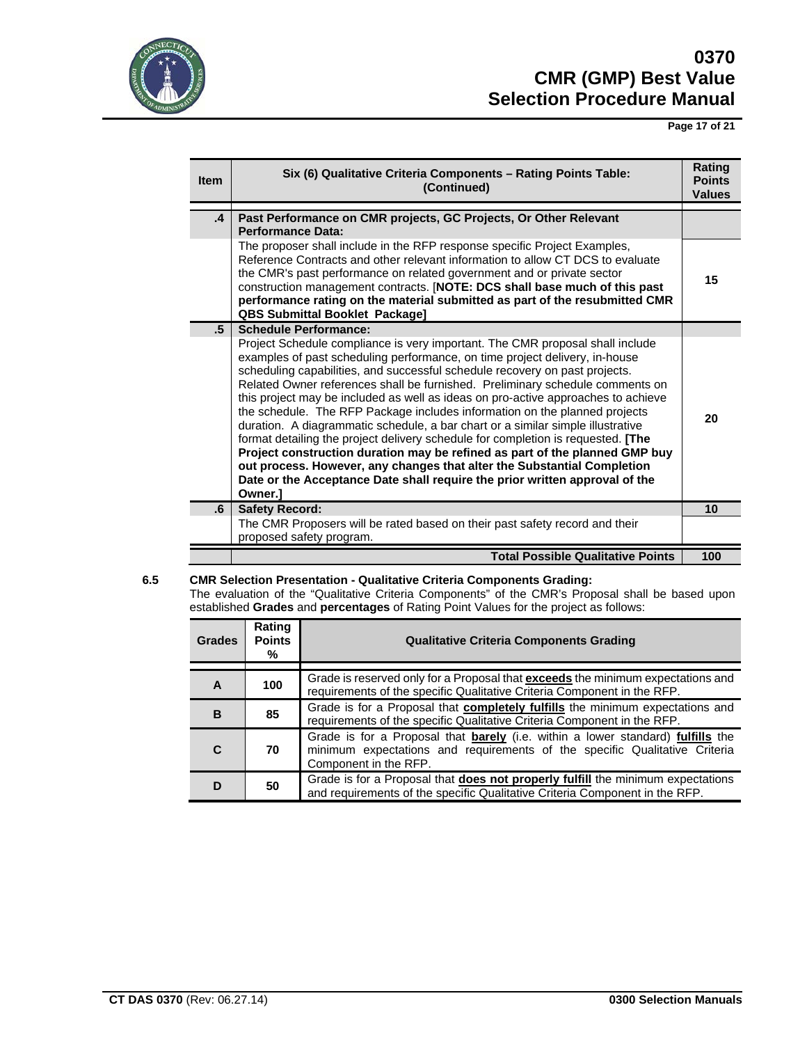| Item | Six (6) Qualitative Criteria Components – Rating Points Table: (Continued) | Rating Points Values |
|---|---|---|
| .4 | **Past Performance on CMR projects, GC Projects, Or Other Relevant Performance Data:** | |
| | The proposer shall include in the RFP response specific Project Examples, Reference Contracts and other relevant information to allow CT DCS to evaluate the CMR's past performance on related government and or private sector construction management contracts. [**NOTE: DCS shall base much of this past performance rating on the material submitted as part of the resubmitted CMR QBS Submittal Booklet Package]** | 15 |
| .5 | **Schedule Performance:** | |
| | Project Schedule compliance is very important. The CMR proposal shall include examples of past scheduling performance, on time project delivery, in-house scheduling capabilities, and successful schedule recovery on past projects. Related Owner references shall be furnished. Preliminary schedule comments on this project may be included as well as ideas on pro-active approaches to achieve the schedule. The RFP Package includes information on the planned projects duration. A diagrammatic schedule, a bar chart or a similar simple illustrative format detailing the project delivery schedule for completion is requested. **[The Project construction duration may be refined as part of the planned GMP buy out process. However, any changes that alter the Substantial Completion Date or the Acceptance Date shall require the prior written approval of the Owner.]** | 20 |
| .6 | **Safety Record:** | 10 |
| | The CMR Proposers will be rated based on their past safety record and their proposed safety program. | |
| | **Total Possible Qualitative Points** | **100** |

**6.5 CMR Selection Presentation - Qualitative Criteria Components Grading:**

The evaluation of the "Qualitative Criteria Components" of the CMR's Proposal shall be based upon established **Grades** and **percentages** of Rating Point Values for the project as follows:

| Grades | Rating Points % | Qualitative Criteria Components Grading |
|---|---|---|
| **A** | **100** | Grade is reserved only for a Proposal that **exceeds** the minimum expectations and requirements of the specific Qualitative Criteria Component in the RFP. |
| **B** | **85** | Grade is for a Proposal that **completely fulfills** the minimum expectations and requirements of the specific Qualitative Criteria Component in the RFP. |
| **C** | **70** | Grade is for a Proposal that **barely** (i.e. within a lower standard) **fulfills** the minimum expectations and requirements of the specific Qualitative Criteria Component in the RFP. |
| **D** | **50** | Grade is for a Proposal that **does not properly fulfill** the minimum expectations and requirements of the specific Qualitative Criteria Component in the RFP. |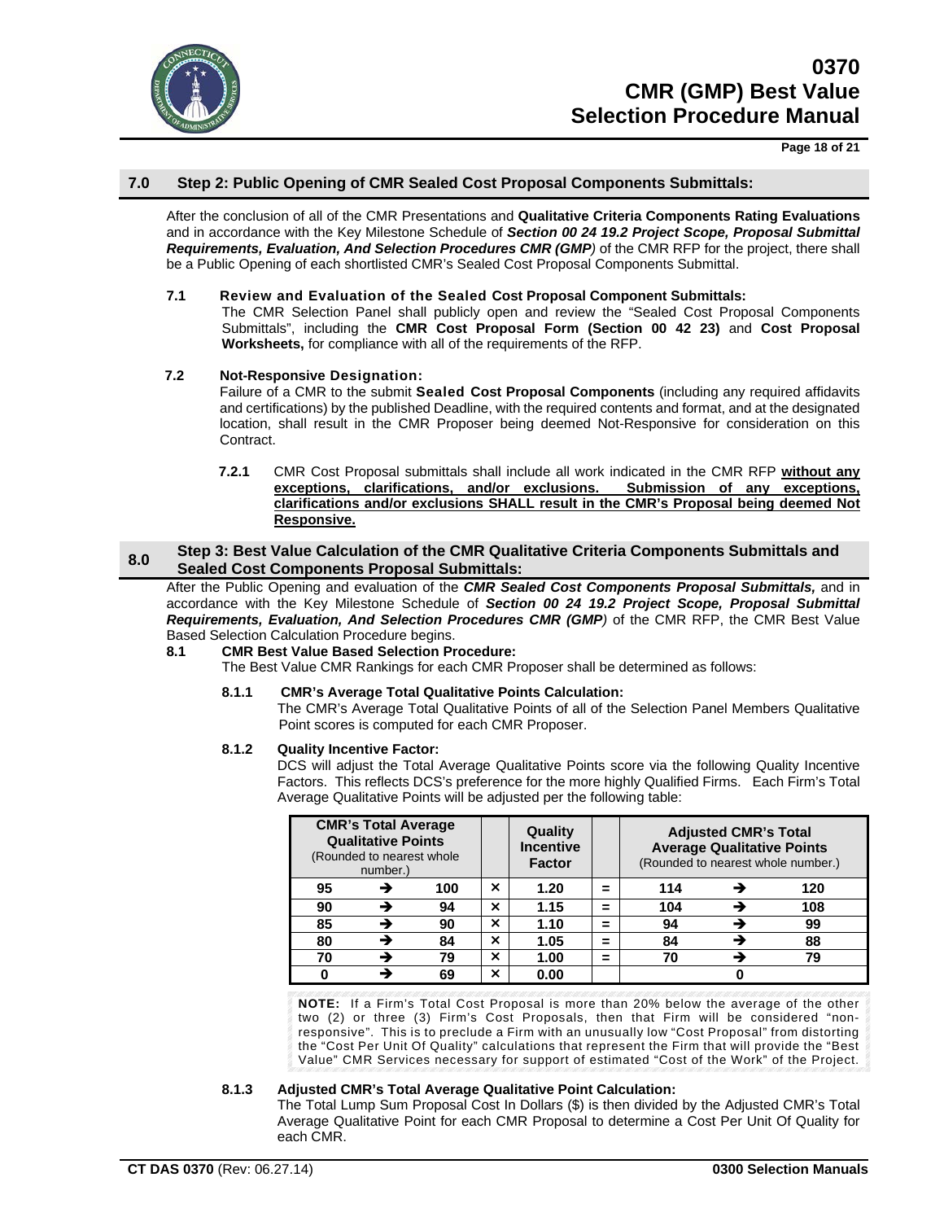## 7.0 Step 2: Public Opening of CMR Sealed Cost Proposal Components Submittals:

After the conclusion of all of the CMR Presentations and **Qualitative Criteria Components Rating Evaluations** and in accordance with the Key Milestone Schedule of ***Section 00 24 19.2 Project Scope, Proposal Submittal Requirements, Evaluation, And Selection Procedures CMR (GMP)*** of the CMR RFP for the project, there shall be a Public Opening of each shortlisted CMR's Sealed Cost Proposal Components Submittal.

### 7.1 Review and Evaluation of the Sealed Cost Proposal Component Submittals:

The CMR Selection Panel shall publicly open and review the "Sealed Cost Proposal Components Submittals", including the **CMR Cost Proposal Form (Section 00 42 23)** and **Cost Proposal Worksheets,** for compliance with all of the requirements of the RFP.

### 7.2 Not-Responsive Designation:

Failure of a CMR to the submit **Sealed Cost Proposal Components** (including any required affidavits and certifications) by the published Deadline, with the required contents and format, and at the designated location, shall result in the CMR Proposer being deemed Not-Responsive for consideration on this Contract.

**7.2.1** CMR Cost Proposal submittals shall include all work indicated in the CMR RFP **without any exceptions, clarifications, and/or exclusions. Submission of any exceptions, clarifications and/or exclusions SHALL result in the CMR's Proposal being deemed Not Responsive.**

## 8.0 Step 3: Best Value Calculation of the CMR Qualitative Criteria Components Submittals and Sealed Cost Components Proposal Submittals:

After the Public Opening and evaluation of the ***CMR Sealed Cost Components Proposal Submittals,*** and in accordance with the Key Milestone Schedule of ***Section 00 24 19.2 Project Scope, Proposal Submittal Requirements, Evaluation, And Selection Procedures CMR (GMP)*** of the CMR RFP, the CMR Best Value Based Selection Calculation Procedure begins.

### 8.1 CMR Best Value Based Selection Procedure:

The Best Value CMR Rankings for each CMR Proposer shall be determined as follows:

**8.1.1 CMR's Average Total Qualitative Points Calculation:**

The CMR's Average Total Qualitative Points of all of the Selection Panel Members Qualitative Point scores is computed for each CMR Proposer.

**8.1.2 Quality Incentive Factor:**

DCS will adjust the Total Average Qualitative Points score via the following Quality Incentive Factors. This reflects DCS's preference for the more highly Qualified Firms. Each Firm's Total Average Qualitative Points will be adjusted per the following table:

| **CMR's Total Average Qualitative Points** (Rounded to nearest whole number.) | | | | **Quality Incentive Factor** | | **Adjusted CMR's Total Average Qualitative Points** (Rounded to nearest whole number.) | | |
|---|---|---|---|---|---|---|---|---|
| **95** | ➔ | **100** | × | **1.20** | = | **114** | ➔ | **120** |
| **90** | ➔ | **94** | × | **1.15** | = | **104** | ➔ | **108** |
| **85** | ➔ | **90** | × | **1.10** | = | **94** | ➔ | **99** |
| **80** | ➔ | **84** | × | **1.05** | = | **84** | ➔ | **88** |
| **70** | ➔ | **79** | × | **1.00** | = | **70** | ➔ | **79** |
| **0** | ➔ | **69** | × | **0.00** | | | **0** | |

**NOTE:** If a Firm's Total Cost Proposal is more than 20% below the average of the other two (2) or three (3) Firm's Cost Proposals, then that Firm will be considered "non-responsive". This is to preclude a Firm with an unusually low "Cost Proposal" from distorting the "Cost Per Unit Of Quality" calculations that represent the Firm that will provide the "Best Value" CMR Services necessary for support of estimated "Cost of the Work" of the Project.

**8.1.3 Adjusted CMR's Total Average Qualitative Point Calculation:**

The Total Lump Sum Proposal Cost In Dollars ($) is then divided by the Adjusted CMR's Total Average Qualitative Point for each CMR Proposal to determine a Cost Per Unit Of Quality for each CMR.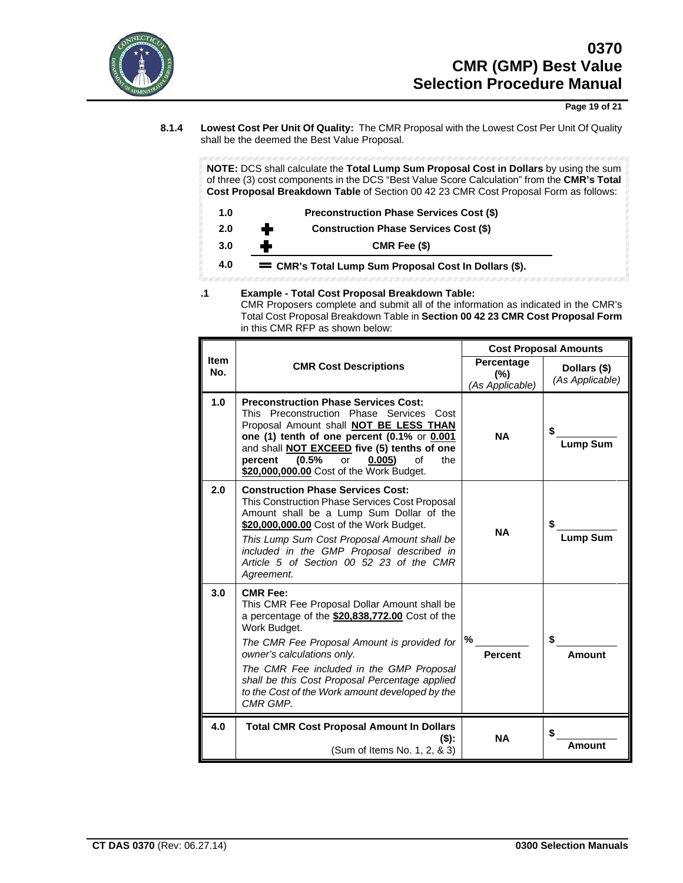**8.1.4 Lowest Cost Per Unit Of Quality:** The CMR Proposal with the Lowest Cost Per Unit Of Quality shall be the deemed the Best Value Proposal.

> **NOTE:** DCS shall calculate the **Total Lump Sum Proposal Cost in Dollars** by using the sum of three (3) cost components in the DCS "Best Value Score Calculation" from the **CMR's Total Cost Proposal Breakdown Table** of Section 00 42 23 CMR Cost Proposal Form as follows:
>
> | | | |
> |---|---|---|
> | 1.0 | | **Preconstruction Phase Services Cost ($)** |
> | 2.0 | + | **Construction Phase Services Cost ($)** |
> | 3.0 | + | **CMR Fee ($)** |
> | 4.0 | = | **CMR's Total Lump Sum Proposal Cost In Dollars ($).** |

**.1 Example - Total Cost Proposal Breakdown Table:**
CMR Proposers complete and submit all of the information as indicated in the CMR's Total Cost Proposal Breakdown Table in **Section 00 42 23 CMR Cost Proposal Form** in this CMR RFP as shown below:

| Item No. | CMR Cost Descriptions | Cost Proposal Amounts | |
|---|---|---|---|
| | | **Percentage (%)** *(As Applicable)* | **Dollars ($)** *(As Applicable)* |
| **1.0** | **Preconstruction Phase Services Cost:** This Preconstruction Phase Services Cost Proposal Amount shall **NOT BE LESS THAN one (1) tenth of one percent (0.1% or 0.001** and shall **NOT EXCEED five (5) tenths of one percent (0.5% or 0.005)** of the **$20,000,000.00** Cost of the Work Budget. | **NA** | $ ________ **Lump Sum** |
| **2.0** | **Construction Phase Services Cost:** This Construction Phase Services Cost Proposal Amount shall be a Lump Sum Dollar of the **$20,000,000.00** Cost of the Work Budget. *This Lump Sum Cost Proposal Amount shall be included in the GMP Proposal described in Article 5 of Section 00 52 23 of the CMR Agreement.* | **NA** | $ ________ **Lump Sum** |
| **3.0** | **CMR Fee:** This CMR Fee Proposal Dollar Amount shall be a percentage of the **$20,838,772.00** Cost of the Work Budget. *The CMR Fee Proposal Amount is provided for owner's calculations only.* *The CMR Fee included in the GMP Proposal shall be this Cost Proposal Percentage applied to the Cost of the Work amount developed by the CMR GMP.* | % ________ **Percent** | $ ________ **Amount** |
| **4.0** | **Total CMR Cost Proposal Amount In Dollars ($):** (Sum of Items No. 1, 2, & 3) | **NA** | $ ________ **Amount** |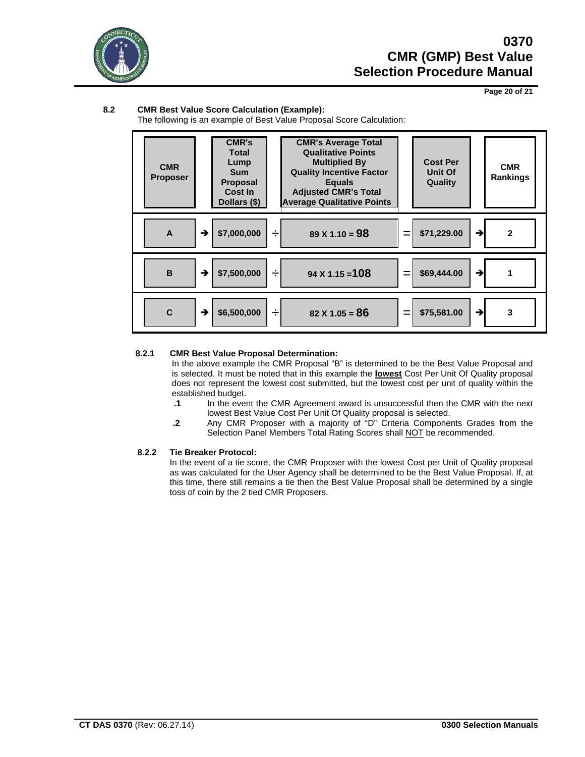**8.2 CMR Best Value Score Calculation (Example):**

The following is an example of Best Value Proposal Score Calculation:

| CMR Proposer | | CMR's Total Lump Sum Proposal Cost In Dollars ($) | | CMR's Average Total Qualitative Points Multiplied By Quality Incentive Factor Equals Adjusted CMR's Total Average Qualitative Points | | Cost Per Unit Of Quality | | CMR Rankings |
|---|---|---|---|---|---|---|---|---|
| A | ➔ | $7,000,000 | ÷ | 89 X 1.10 = **98** | = | $71,229.00 | ➔ | 2 |
| B | ➔ | $7,500,000 | ÷ | 94 X 1.15 =**108** | = | $69,444.00 | ➔ | 1 |
| C | ➔ | $6,500,000 | ÷ | 82 X 1.05 = **86** | = | $75,581.00 | ➔ | 3 |

**8.2.1 CMR Best Value Proposal Determination:**

In the above example the CMR Proposal "B" is determined to be the Best Value Proposal and is selected. It must be noted that in this example the **lowest** Cost Per Unit Of Quality proposal does not represent the lowest cost submitted, but the lowest cost per unit of quality within the established budget.

- **.1** In the event the CMR Agreement award is unsuccessful then the CMR with the next lowest Best Value Cost Per Unit Of Quality proposal is selected.
- **.2** Any CMR Proposer with a majority of "D" Criteria Components Grades from the Selection Panel Members Total Rating Scores shall NOT be recommended.

**8.2.2 Tie Breaker Protocol:**

In the event of a tie score, the CMR Proposer with the lowest Cost per Unit of Quality proposal as was calculated for the User Agency shall be determined to be the Best Value Proposal. If, at this time, there still remains a tie then the Best Value Proposal shall be determined by a single toss of coin by the 2 tied CMR Proposers.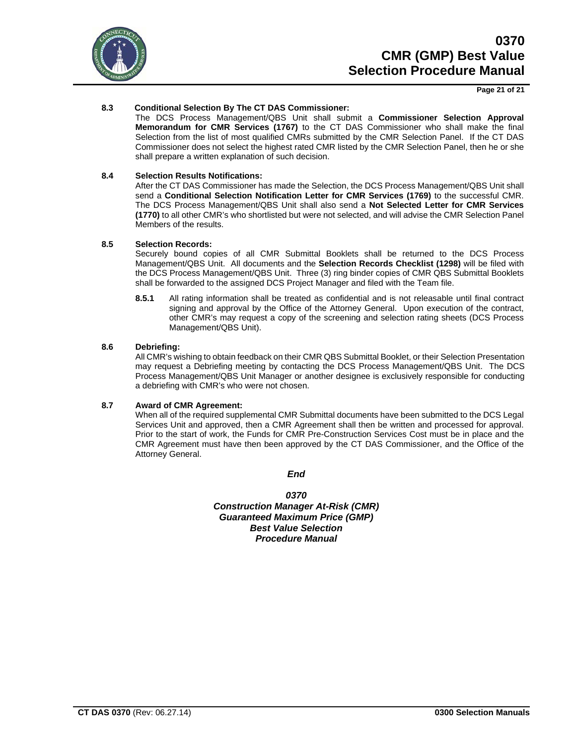**8.3 Conditional Selection By The CT DAS Commissioner:**

The DCS Process Management/QBS Unit shall submit a **Commissioner Selection Approval Memorandum for CMR Services (1767)** to the CT DAS Commissioner who shall make the final Selection from the list of most qualified CMRs submitted by the CMR Selection Panel. If the CT DAS Commissioner does not select the highest rated CMR listed by the CMR Selection Panel, then he or she shall prepare a written explanation of such decision.

**8.4 Selection Results Notifications:**

After the CT DAS Commissioner has made the Selection, the DCS Process Management/QBS Unit shall send a **Conditional Selection Notification Letter for CMR Services (1769)** to the successful CMR. The DCS Process Management/QBS Unit shall also send a **Not Selected Letter for CMR Services (1770)** to all other CMR's who shortlisted but were not selected, and will advise the CMR Selection Panel Members of the results.

**8.5 Selection Records:**

Securely bound copies of all CMR Submittal Booklets shall be returned to the DCS Process Management/QBS Unit. All documents and the **Selection Records Checklist (1298)** will be filed with the DCS Process Management/QBS Unit. Three (3) ring binder copies of CMR QBS Submittal Booklets shall be forwarded to the assigned DCS Project Manager and filed with the Team file.

**8.5.1** All rating information shall be treated as confidential and is not releasable until final contract signing and approval by the Office of the Attorney General. Upon execution of the contract, other CMR's may request a copy of the screening and selection rating sheets (DCS Process Management/QBS Unit).

**8.6 Debriefing:**

All CMR's wishing to obtain feedback on their CMR QBS Submittal Booklet, or their Selection Presentation may request a Debriefing meeting by contacting the DCS Process Management/QBS Unit. The DCS Process Management/QBS Unit Manager or another designee is exclusively responsible for conducting a debriefing with CMR's who were not chosen.

**8.7 Award of CMR Agreement:**

When all of the required supplemental CMR Submittal documents have been submitted to the DCS Legal Services Unit and approved, then a CMR Agreement shall then be written and processed for approval. Prior to the start of work, the Funds for CMR Pre-Construction Services Cost must be in place and the CMR Agreement must have then been approved by the CT DAS Commissioner, and the Office of the Attorney General.

***End***

***0370***
***Construction Manager At-Risk (CMR)***
***Guaranteed Maximum Price (GMP)***
***Best Value Selection***
***Procedure Manual***